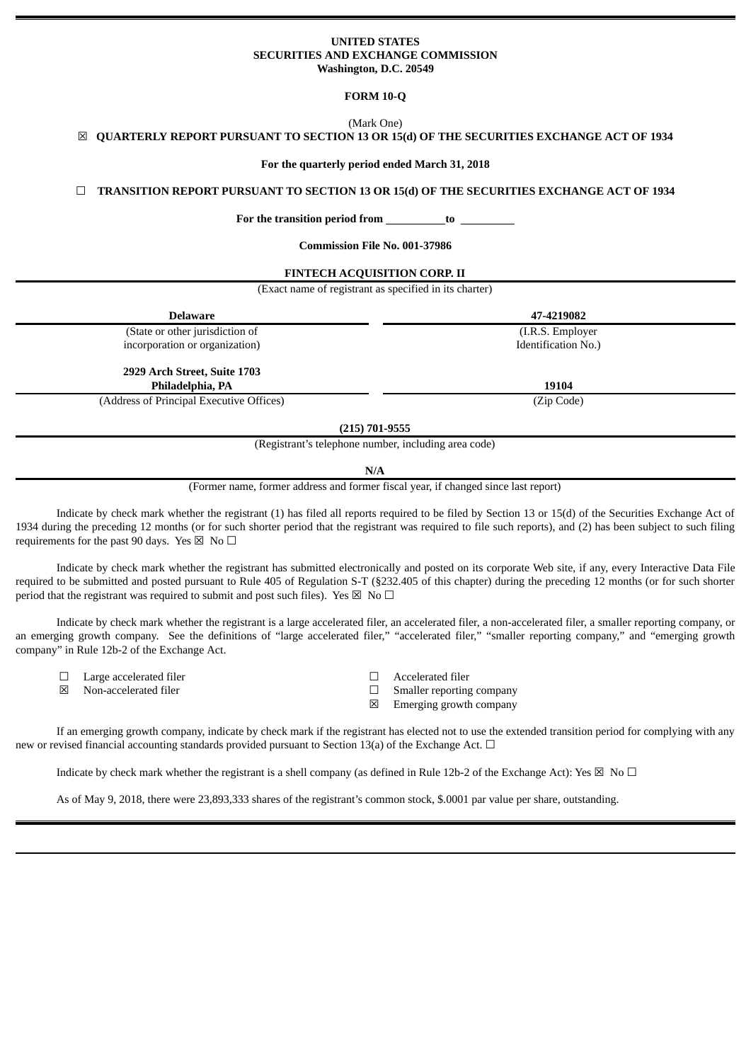**UNITED STATES**
**SECURITIES AND EXCHANGE COMMISSION**
**Washington, D.C. 20549**

**FORM 10-Q**

(Mark One)

☒ **QUARTERLY REPORT PURSUANT TO SECTION 13 OR 15(d) OF THE SECURITIES EXCHANGE ACT OF 1934**

**For the quarterly period ended March 31, 2018**

☐ **TRANSITION REPORT PURSUANT TO SECTION 13 OR 15(d) OF THE SECURITIES EXCHANGE ACT OF 1934**

**For the transition period from \_\_\_\_\_\_\_\_\_\_ to \_\_\_\_\_\_\_\_\_\_**

**Commission File No. 001-37986**

**FINTECH ACQUISITION CORP. II**

(Exact name of registrant as specified in its charter)

| **Delaware** | **47-4219082** |
|---|---|
| (State or other jurisdiction of incorporation or organization) | (I.R.S. Employer Identification No.) |
| **2929 Arch Street, Suite 1703 Philadelphia, PA** | **19104** |
| (Address of Principal Executive Offices) | (Zip Code) |

**(215) 701-9555**

(Registrant's telephone number, including area code)

**N/A**

(Former name, former address and former fiscal year, if changed since last report)

Indicate by check mark whether the registrant (1) has filed all reports required to be filed by Section 13 or 15(d) of the Securities Exchange Act of 1934 during the preceding 12 months (or for such shorter period that the registrant was required to file such reports), and (2) has been subject to such filing requirements for the past 90 days. Yes ☒ No ☐

Indicate by check mark whether the registrant has submitted electronically and posted on its corporate Web site, if any, every Interactive Data File required to be submitted and posted pursuant to Rule 405 of Regulation S-T (§232.405 of this chapter) during the preceding 12 months (or for such shorter period that the registrant was required to submit and post such files). Yes ☒ No ☐

Indicate by check mark whether the registrant is a large accelerated filer, an accelerated filer, a non-accelerated filer, a smaller reporting company, or an emerging growth company. See the definitions of "large accelerated filer," "accelerated filer," "smaller reporting company," and "emerging growth company" in Rule 12b-2 of the Exchange Act.

| | |
|---|---|
| ☐ Large accelerated filer | ☐ Accelerated filer |
| ☒ Non-accelerated filer | ☐ Smaller reporting company |
| | ☒ Emerging growth company |

If an emerging growth company, indicate by check mark if the registrant has elected not to use the extended transition period for complying with any new or revised financial accounting standards provided pursuant to Section 13(a) of the Exchange Act. ☐

Indicate by check mark whether the registrant is a shell company (as defined in Rule 12b-2 of the Exchange Act): Yes ☒ No ☐

As of May 9, 2018, there were 23,893,333 shares of the registrant's common stock, $.0001 par value per share, outstanding.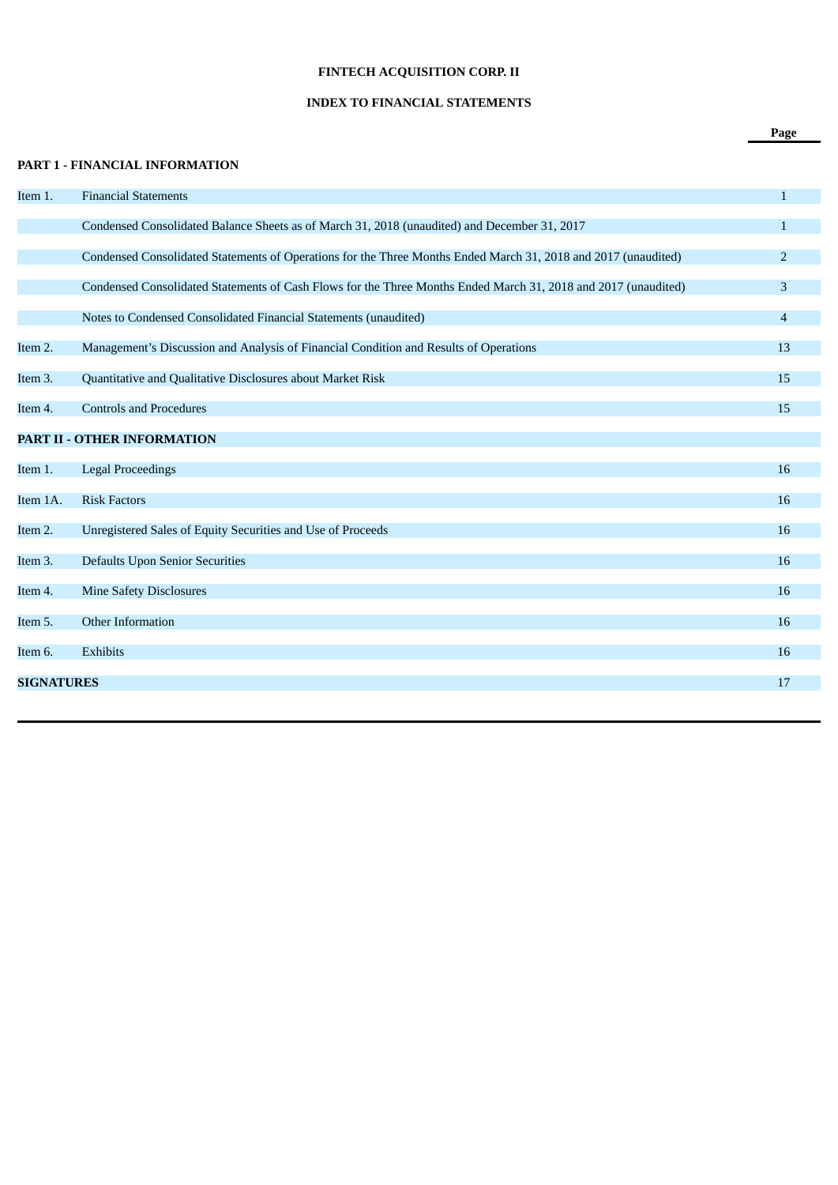**FINTECH ACQUISITION CORP. II**

**INDEX TO FINANCIAL STATEMENTS**

| | | Page |
|---|---|---|
| **PART 1 - FINANCIAL INFORMATION** | | |
| Item 1. | Financial Statements | 1 |
| | Condensed Consolidated Balance Sheets as of March 31, 2018 (unaudited) and December 31, 2017 | 1 |
| | Condensed Consolidated Statements of Operations for the Three Months Ended March 31, 2018 and 2017 (unaudited) | 2 |
| | Condensed Consolidated Statements of Cash Flows for the Three Months Ended March 31, 2018 and 2017 (unaudited) | 3 |
| | Notes to Condensed Consolidated Financial Statements (unaudited) | 4 |
| Item 2. | Management's Discussion and Analysis of Financial Condition and Results of Operations | 13 |
| Item 3. | Quantitative and Qualitative Disclosures about Market Risk | 15 |
| Item 4. | Controls and Procedures | 15 |
| **PART II - OTHER INFORMATION** | | |
| Item 1. | Legal Proceedings | 16 |
| Item 1A. | Risk Factors | 16 |
| Item 2. | Unregistered Sales of Equity Securities and Use of Proceeds | 16 |
| Item 3. | Defaults Upon Senior Securities | 16 |
| Item 4. | Mine Safety Disclosures | 16 |
| Item 5. | Other Information | 16 |
| Item 6. | Exhibits | 16 |
| **SIGNATURES** | | 17 |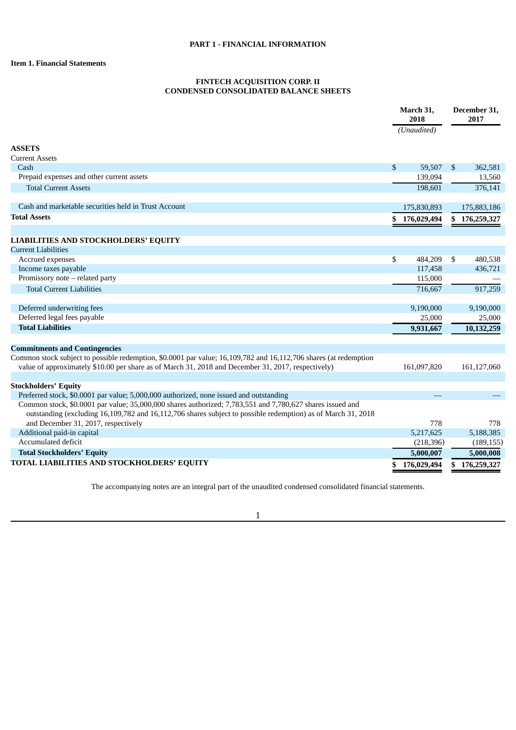**PART 1 - FINANCIAL INFORMATION**

**Item 1. Financial Statements**

**FINTECH ACQUISITION CORP. II**
**CONDENSED CONSOLIDATED BALANCE SHEETS**

| | March 31, 2018 (Unaudited) | December 31, 2017 |
|---|---|---|
| **ASSETS** | | |
| Current Assets | | |
| Cash | $ 59,507 | $ 362,581 |
| Prepaid expenses and other current assets | 139,094 | 13,560 |
| Total Current Assets | 198,601 | 376,141 |
| | | |
| Cash and marketable securities held in Trust Account | 175,830,893 | 175,883,186 |
| **Total Assets** | **$ 176,029,494** | **$ 176,259,327** |
| | | |
| **LIABILITIES AND STOCKHOLDERS' EQUITY** | | |
| Current Liabilities | | |
| Accrued expenses | $ 484,209 | $ 480,538 |
| Income taxes payable | 117,458 | 436,721 |
| Promissory note – related party | 115,000 | — |
| Total Current Liabilities | 716,667 | 917,259 |
| | | |
| Deferred underwriting fees | 9,190,000 | 9,190,000 |
| Deferred legal fees payable | 25,000 | 25,000 |
| **Total Liabilities** | **9,931,667** | **10,132,259** |
| | | |
| **Commitments and Contingencies** | | |
| Common stock subject to possible redemption, $0.0001 par value; 16,109,782 and 16,112,706 shares (at redemption value of approximately $10.00 per share as of March 31, 2018 and December 31, 2017, respectively) | 161,097,820 | 161,127,060 |
| | | |
| **Stockholders' Equity** | | |
| Preferred stock, $0.0001 par value; 5,000,000 authorized, none issued and outstanding | — | — |
| Common stock, $0.0001 par value; 35,000,000 shares authorized; 7,783,551 and 7,780,627 shares issued and outstanding (excluding 16,109,782 and 16,112,706 shares subject to possible redemption) as of March 31, 2018 and December 31, 2017, respectively | 778 | 778 |
| Additional paid-in capital | 5,217,625 | 5,188,385 |
| Accumulated deficit | (218,396) | (189,155) |
| **Total Stockholders' Equity** | **5,000,007** | **5,000,008** |
| **TOTAL LIABILITIES AND STOCKHOLDERS' EQUITY** | **$ 176,029,494** | **$ 176,259,327** |

The accompanying notes are an integral part of the unaudited condensed consolidated financial statements.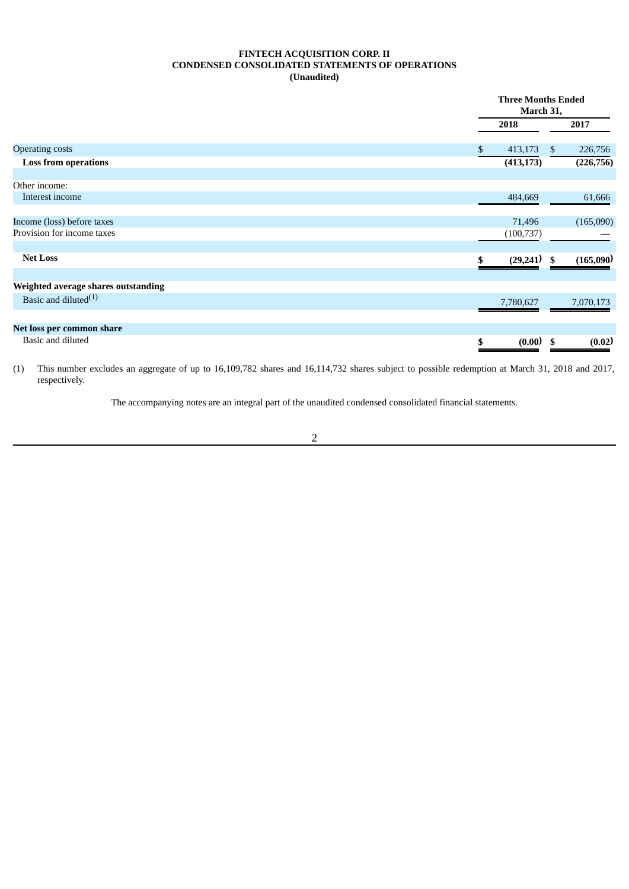**FINTECH ACQUISITION CORP. II**
**CONDENSED CONSOLIDATED STATEMENTS OF OPERATIONS**
**(Unaudited)**

| | Three Months Ended March 31, | |
|---|---|---|
| | 2018 | 2017 |
| Operating costs | $ 413,173 | $ 226,756 |
| **Loss from operations** | **(413,173)** | **(226,756)** |
| | | |
| Other income: | | |
| Interest income | 484,669 | 61,666 |
| | | |
| Income (loss) before taxes | 71,496 | (165,090) |
| Provision for income taxes | (100,737) | — |
| | | |
| **Net Loss** | **$ (29,241)** | **$ (165,090)** |
| | | |
| **Weighted average shares outstanding** | | |
| Basic and diluted[(1)] | 7,780,627 | 7,070,173 |
| | | |
| **Net loss per common share** | | |
| Basic and diluted | **$ (0.00)** | **$ (0.02)** |

(1) This number excludes an aggregate of up to 16,109,782 shares and 16,114,732 shares subject to possible redemption at March 31, 2018 and 2017, respectively.

The accompanying notes are an integral part of the unaudited condensed consolidated financial statements.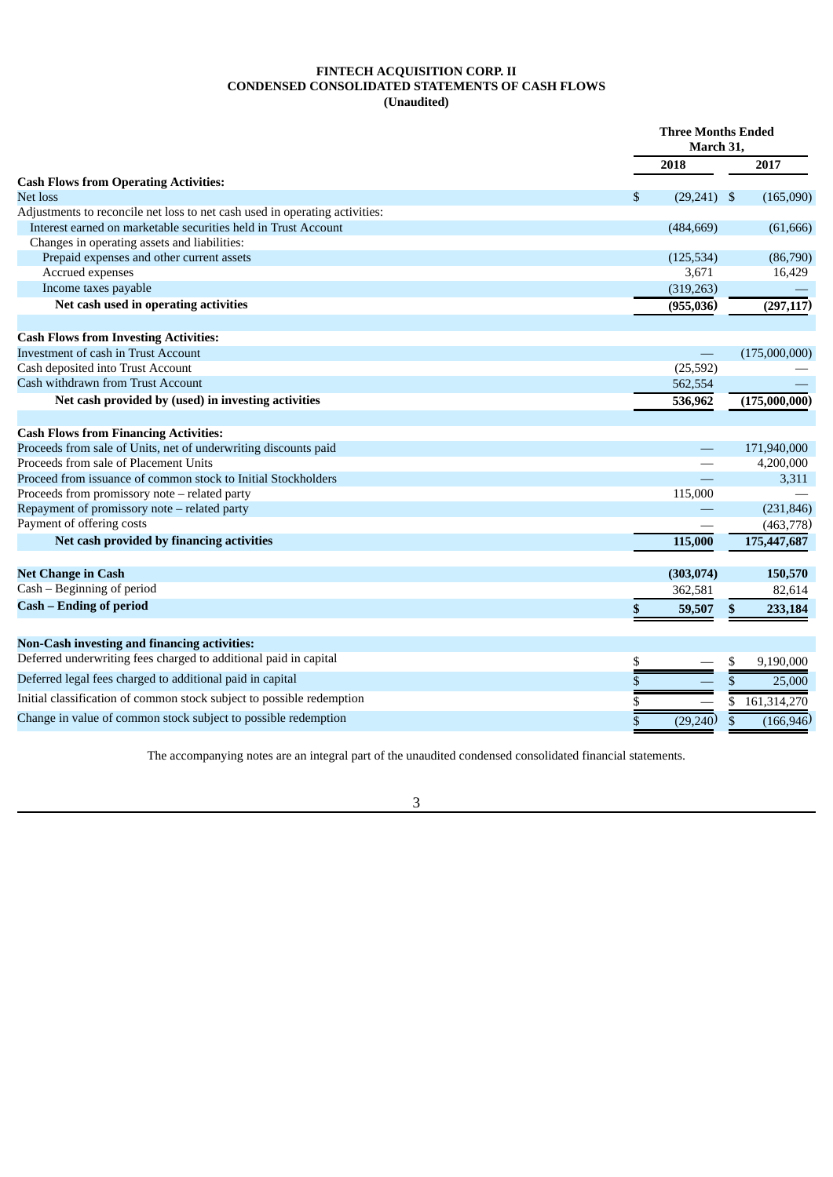**FINTECH ACQUISITION CORP. II**
**CONDENSED CONSOLIDATED STATEMENTS OF CASH FLOWS**
**(Unaudited)**

| | Three Months Ended March 31, | |
|---|---|---|
| | **2018** | **2017** |
| **Cash Flows from Operating Activities:** | | |
| Net loss | $ (29,241) | $ (165,090) |
| Adjustments to reconcile net loss to net cash used in operating activities: | | |
| Interest earned on marketable securities held in Trust Account | (484,669) | (61,666) |
| Changes in operating assets and liabilities: | | |
| Prepaid expenses and other current assets | (125,534) | (86,790) |
| Accrued expenses | 3,671 | 16,429 |
| Income taxes payable | (319,263) | — |
| **Net cash used in operating activities** | **(955,036)** | **(297,117)** |
| | | |
| **Cash Flows from Investing Activities:** | | |
| Investment of cash in Trust Account | — | (175,000,000) |
| Cash deposited into Trust Account | (25,592) | — |
| Cash withdrawn from Trust Account | 562,554 | — |
| **Net cash provided by (used) in investing activities** | **536,962** | **(175,000,000)** |
| | | |
| **Cash Flows from Financing Activities:** | | |
| Proceeds from sale of Units, net of underwriting discounts paid | — | 171,940,000 |
| Proceeds from sale of Placement Units | — | 4,200,000 |
| Proceed from issuance of common stock to Initial Stockholders | — | 3,311 |
| Proceeds from promissory note – related party | 115,000 | — |
| Repayment of promissory note – related party | — | (231,846) |
| Payment of offering costs | — | (463,778) |
| **Net cash provided by financing activities** | **115,000** | **175,447,687** |
| | | |
| **Net Change in Cash** | **(303,074)** | **150,570** |
| Cash – Beginning of period | 362,581 | 82,614 |
| **Cash – Ending of period** | **$ 59,507** | **$ 233,184** |
| | | |
| **Non-Cash investing and financing activities:** | | |
| Deferred underwriting fees charged to additional paid in capital | $ — | $ 9,190,000 |
| Deferred legal fees charged to additional paid in capital | $ — | $ 25,000 |
| Initial classification of common stock subject to possible redemption | $ — | $ 161,314,270 |
| Change in value of common stock subject to possible redemption | $ (29,240) | $ (166,946) |

The accompanying notes are an integral part of the unaudited condensed consolidated financial statements.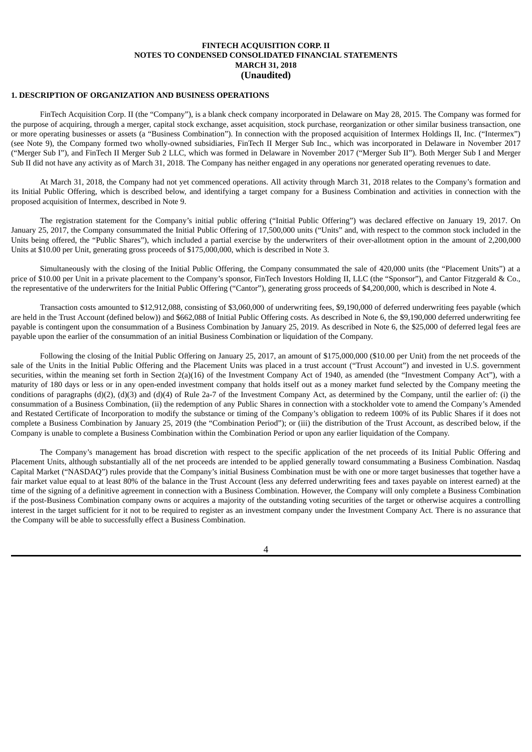**FINTECH ACQUISITION CORP. II**
**NOTES TO CONDENSED CONSOLIDATED FINANCIAL STATEMENTS**
**MARCH 31, 2018**
**(Unaudited)**

## 1. DESCRIPTION OF ORGANIZATION AND BUSINESS OPERATIONS

FinTech Acquisition Corp. II (the "Company"), is a blank check company incorporated in Delaware on May 28, 2015. The Company was formed for the purpose of acquiring, through a merger, capital stock exchange, asset acquisition, stock purchase, reorganization or other similar business transaction, one or more operating businesses or assets (a "Business Combination"). In connection with the proposed acquisition of Intermex Holdings II, Inc. ("Intermex") (see Note 9), the Company formed two wholly-owned subsidiaries, FinTech II Merger Sub Inc., which was incorporated in Delaware in November 2017 ("Merger Sub I"), and FinTech II Merger Sub 2 LLC, which was formed in Delaware in November 2017 ("Merger Sub II"). Both Merger Sub I and Merger Sub II did not have any activity as of March 31, 2018. The Company has neither engaged in any operations nor generated operating revenues to date.

At March 31, 2018, the Company had not yet commenced operations. All activity through March 31, 2018 relates to the Company's formation and its Initial Public Offering, which is described below, and identifying a target company for a Business Combination and activities in connection with the proposed acquisition of Intermex, described in Note 9.

The registration statement for the Company's initial public offering ("Initial Public Offering") was declared effective on January 19, 2017. On January 25, 2017, the Company consummated the Initial Public Offering of 17,500,000 units ("Units" and, with respect to the common stock included in the Units being offered, the "Public Shares"), which included a partial exercise by the underwriters of their over-allotment option in the amount of 2,200,000 Units at $10.00 per Unit, generating gross proceeds of $175,000,000, which is described in Note 3.

Simultaneously with the closing of the Initial Public Offering, the Company consummated the sale of 420,000 units (the "Placement Units") at a price of $10.00 per Unit in a private placement to the Company's sponsor, FinTech Investors Holding II, LLC (the "Sponsor"), and Cantor Fitzgerald & Co., the representative of the underwriters for the Initial Public Offering ("Cantor"), generating gross proceeds of $4,200,000, which is described in Note 4.

Transaction costs amounted to $12,912,088, consisting of $3,060,000 of underwriting fees, $9,190,000 of deferred underwriting fees payable (which are held in the Trust Account (defined below)) and $662,088 of Initial Public Offering costs. As described in Note 6, the $9,190,000 deferred underwriting fee payable is contingent upon the consummation of a Business Combination by January 25, 2019. As described in Note 6, the $25,000 of deferred legal fees are payable upon the earlier of the consummation of an initial Business Combination or liquidation of the Company.

Following the closing of the Initial Public Offering on January 25, 2017, an amount of $175,000,000 ($10.00 per Unit) from the net proceeds of the sale of the Units in the Initial Public Offering and the Placement Units was placed in a trust account ("Trust Account") and invested in U.S. government securities, within the meaning set forth in Section 2(a)(16) of the Investment Company Act of 1940, as amended (the "Investment Company Act"), with a maturity of 180 days or less or in any open-ended investment company that holds itself out as a money market fund selected by the Company meeting the conditions of paragraphs (d)(2), (d)(3) and (d)(4) of Rule 2a-7 of the Investment Company Act, as determined by the Company, until the earlier of: (i) the consummation of a Business Combination, (ii) the redemption of any Public Shares in connection with a stockholder vote to amend the Company's Amended and Restated Certificate of Incorporation to modify the substance or timing of the Company's obligation to redeem 100% of its Public Shares if it does not complete a Business Combination by January 25, 2019 (the "Combination Period"); or (iii) the distribution of the Trust Account, as described below, if the Company is unable to complete a Business Combination within the Combination Period or upon any earlier liquidation of the Company.

The Company's management has broad discretion with respect to the specific application of the net proceeds of its Initial Public Offering and Placement Units, although substantially all of the net proceeds are intended to be applied generally toward consummating a Business Combination. Nasdaq Capital Market ("NASDAQ") rules provide that the Company's initial Business Combination must be with one or more target businesses that together have a fair market value equal to at least 80% of the balance in the Trust Account (less any deferred underwriting fees and taxes payable on interest earned) at the time of the signing of a definitive agreement in connection with a Business Combination. However, the Company will only complete a Business Combination if the post-Business Combination company owns or acquires a majority of the outstanding voting securities of the target or otherwise acquires a controlling interest in the target sufficient for it not to be required to register as an investment company under the Investment Company Act. There is no assurance that the Company will be able to successfully effect a Business Combination.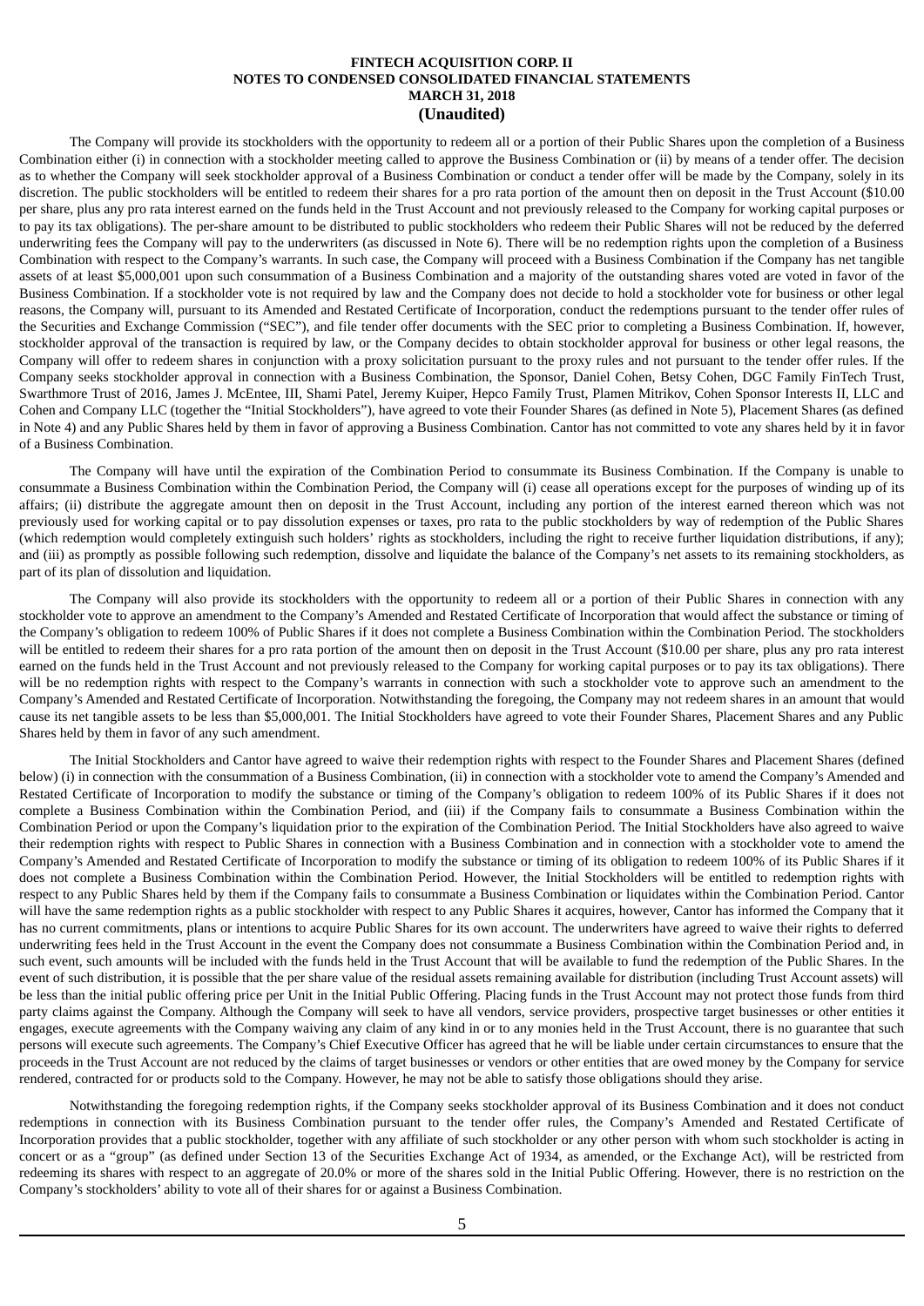The Company will provide its stockholders with the opportunity to redeem all or a portion of their Public Shares upon the completion of a Business Combination either (i) in connection with a stockholder meeting called to approve the Business Combination or (ii) by means of a tender offer. The decision as to whether the Company will seek stockholder approval of a Business Combination or conduct a tender offer will be made by the Company, solely in its discretion. The public stockholders will be entitled to redeem their shares for a pro rata portion of the amount then on deposit in the Trust Account ($10.00 per share, plus any pro rata interest earned on the funds held in the Trust Account and not previously released to the Company for working capital purposes or to pay its tax obligations). The per-share amount to be distributed to public stockholders who redeem their Public Shares will not be reduced by the deferred underwriting fees the Company will pay to the underwriters (as discussed in Note 6). There will be no redemption rights upon the completion of a Business Combination with respect to the Company's warrants. In such case, the Company will proceed with a Business Combination if the Company has net tangible assets of at least $5,000,001 upon such consummation of a Business Combination and a majority of the outstanding shares voted are voted in favor of the Business Combination. If a stockholder vote is not required by law and the Company does not decide to hold a stockholder vote for business or other legal reasons, the Company will, pursuant to its Amended and Restated Certificate of Incorporation, conduct the redemptions pursuant to the tender offer rules of the Securities and Exchange Commission ("SEC"), and file tender offer documents with the SEC prior to completing a Business Combination. If, however, stockholder approval of the transaction is required by law, or the Company decides to obtain stockholder approval for business or other legal reasons, the Company will offer to redeem shares in conjunction with a proxy solicitation pursuant to the proxy rules and not pursuant to the tender offer rules. If the Company seeks stockholder approval in connection with a Business Combination, the Sponsor, Daniel Cohen, Betsy Cohen, DGC Family FinTech Trust, Swarthmore Trust of 2016, James J. McEntee, III, Shami Patel, Jeremy Kuiper, Hepco Family Trust, Plamen Mitrikov, Cohen Sponsor Interests II, LLC and Cohen and Company LLC (together the "Initial Stockholders"), have agreed to vote their Founder Shares (as defined in Note 5), Placement Shares (as defined in Note 4) and any Public Shares held by them in favor of approving a Business Combination. Cantor has not committed to vote any shares held by it in favor of a Business Combination.

The Company will have until the expiration of the Combination Period to consummate its Business Combination. If the Company is unable to consummate a Business Combination within the Combination Period, the Company will (i) cease all operations except for the purposes of winding up of its affairs; (ii) distribute the aggregate amount then on deposit in the Trust Account, including any portion of the interest earned thereon which was not previously used for working capital or to pay dissolution expenses or taxes, pro rata to the public stockholders by way of redemption of the Public Shares (which redemption would completely extinguish such holders' rights as stockholders, including the right to receive further liquidation distributions, if any); and (iii) as promptly as possible following such redemption, dissolve and liquidate the balance of the Company's net assets to its remaining stockholders, as part of its plan of dissolution and liquidation.

The Company will also provide its stockholders with the opportunity to redeem all or a portion of their Public Shares in connection with any stockholder vote to approve an amendment to the Company's Amended and Restated Certificate of Incorporation that would affect the substance or timing of the Company's obligation to redeem 100% of Public Shares if it does not complete a Business Combination within the Combination Period. The stockholders will be entitled to redeem their shares for a pro rata portion of the amount then on deposit in the Trust Account ($10.00 per share, plus any pro rata interest earned on the funds held in the Trust Account and not previously released to the Company for working capital purposes or to pay its tax obligations). There will be no redemption rights with respect to the Company's warrants in connection with such a stockholder vote to approve such an amendment to the Company's Amended and Restated Certificate of Incorporation. Notwithstanding the foregoing, the Company may not redeem shares in an amount that would cause its net tangible assets to be less than $5,000,001. The Initial Stockholders have agreed to vote their Founder Shares, Placement Shares and any Public Shares held by them in favor of any such amendment.

The Initial Stockholders and Cantor have agreed to waive their redemption rights with respect to the Founder Shares and Placement Shares (defined below) (i) in connection with the consummation of a Business Combination, (ii) in connection with a stockholder vote to amend the Company's Amended and Restated Certificate of Incorporation to modify the substance or timing of the Company's obligation to redeem 100% of its Public Shares if it does not complete a Business Combination within the Combination Period, and (iii) if the Company fails to consummate a Business Combination within the Combination Period or upon the Company's liquidation prior to the expiration of the Combination Period. The Initial Stockholders have also agreed to waive their redemption rights with respect to Public Shares in connection with a Business Combination and in connection with a stockholder vote to amend the Company's Amended and Restated Certificate of Incorporation to modify the substance or timing of its obligation to redeem 100% of its Public Shares if it does not complete a Business Combination within the Combination Period. However, the Initial Stockholders will be entitled to redemption rights with respect to any Public Shares held by them if the Company fails to consummate a Business Combination or liquidates within the Combination Period. Cantor will have the same redemption rights as a public stockholder with respect to any Public Shares it acquires, however, Cantor has informed the Company that it has no current commitments, plans or intentions to acquire Public Shares for its own account. The underwriters have agreed to waive their rights to deferred underwriting fees held in the Trust Account in the event the Company does not consummate a Business Combination within the Combination Period and, in such event, such amounts will be included with the funds held in the Trust Account that will be available to fund the redemption of the Public Shares. In the event of such distribution, it is possible that the per share value of the residual assets remaining available for distribution (including Trust Account assets) will be less than the initial public offering price per Unit in the Initial Public Offering. Placing funds in the Trust Account may not protect those funds from third party claims against the Company. Although the Company will seek to have all vendors, service providers, prospective target businesses or other entities it engages, execute agreements with the Company waiving any claim of any kind in or to any monies held in the Trust Account, there is no guarantee that such persons will execute such agreements. The Company's Chief Executive Officer has agreed that he will be liable under certain circumstances to ensure that the proceeds in the Trust Account are not reduced by the claims of target businesses or vendors or other entities that are owed money by the Company for service rendered, contracted for or products sold to the Company. However, he may not be able to satisfy those obligations should they arise.

Notwithstanding the foregoing redemption rights, if the Company seeks stockholder approval of its Business Combination and it does not conduct redemptions in connection with its Business Combination pursuant to the tender offer rules, the Company's Amended and Restated Certificate of Incorporation provides that a public stockholder, together with any affiliate of such stockholder or any other person with whom such stockholder is acting in concert or as a "group" (as defined under Section 13 of the Securities Exchange Act of 1934, as amended, or the Exchange Act), will be restricted from redeeming its shares with respect to an aggregate of 20.0% or more of the shares sold in the Initial Public Offering. However, there is no restriction on the Company's stockholders' ability to vote all of their shares for or against a Business Combination.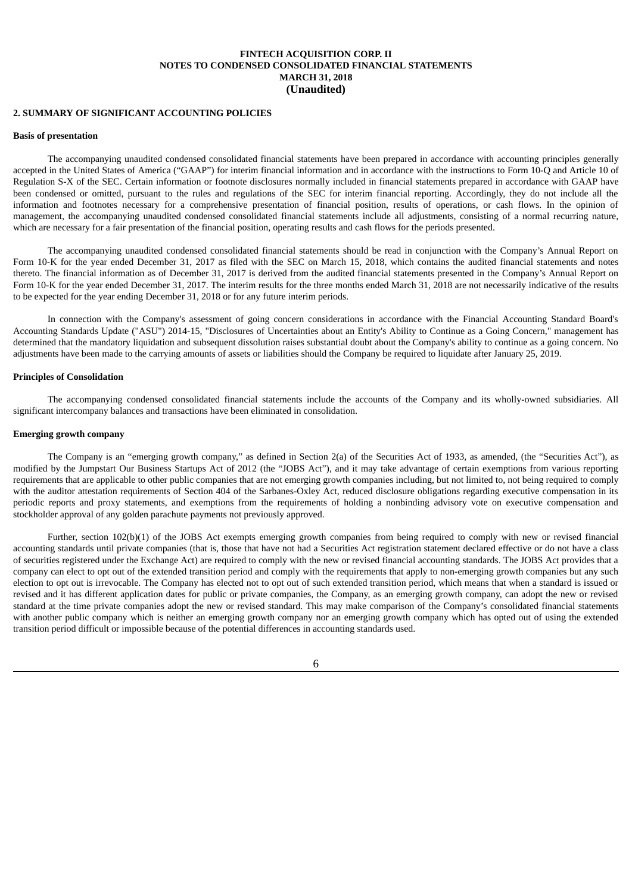**FINTECH ACQUISITION CORP. II**
**NOTES TO CONDENSED CONSOLIDATED FINANCIAL STATEMENTS**
**MARCH 31, 2018**
**(Unaudited)**

## 2. SUMMARY OF SIGNIFICANT ACCOUNTING POLICIES

### Basis of presentation

The accompanying unaudited condensed consolidated financial statements have been prepared in accordance with accounting principles generally accepted in the United States of America ("GAAP") for interim financial information and in accordance with the instructions to Form 10-Q and Article 10 of Regulation S-X of the SEC. Certain information or footnote disclosures normally included in financial statements prepared in accordance with GAAP have been condensed or omitted, pursuant to the rules and regulations of the SEC for interim financial reporting. Accordingly, they do not include all the information and footnotes necessary for a comprehensive presentation of financial position, results of operations, or cash flows. In the opinion of management, the accompanying unaudited condensed consolidated financial statements include all adjustments, consisting of a normal recurring nature, which are necessary for a fair presentation of the financial position, operating results and cash flows for the periods presented.

The accompanying unaudited condensed consolidated financial statements should be read in conjunction with the Company's Annual Report on Form 10-K for the year ended December 31, 2017 as filed with the SEC on March 15, 2018, which contains the audited financial statements and notes thereto. The financial information as of December 31, 2017 is derived from the audited financial statements presented in the Company's Annual Report on Form 10-K for the year ended December 31, 2017. The interim results for the three months ended March 31, 2018 are not necessarily indicative of the results to be expected for the year ending December 31, 2018 or for any future interim periods.

In connection with the Company's assessment of going concern considerations in accordance with the Financial Accounting Standard Board's Accounting Standards Update ("ASU") 2014-15, "Disclosures of Uncertainties about an Entity's Ability to Continue as a Going Concern," management has determined that the mandatory liquidation and subsequent dissolution raises substantial doubt about the Company's ability to continue as a going concern. No adjustments have been made to the carrying amounts of assets or liabilities should the Company be required to liquidate after January 25, 2019.

### Principles of Consolidation

The accompanying condensed consolidated financial statements include the accounts of the Company and its wholly-owned subsidiaries. All significant intercompany balances and transactions have been eliminated in consolidation.

### Emerging growth company

The Company is an "emerging growth company," as defined in Section 2(a) of the Securities Act of 1933, as amended, (the "Securities Act"), as modified by the Jumpstart Our Business Startups Act of 2012 (the "JOBS Act"), and it may take advantage of certain exemptions from various reporting requirements that are applicable to other public companies that are not emerging growth companies including, but not limited to, not being required to comply with the auditor attestation requirements of Section 404 of the Sarbanes-Oxley Act, reduced disclosure obligations regarding executive compensation in its periodic reports and proxy statements, and exemptions from the requirements of holding a nonbinding advisory vote on executive compensation and stockholder approval of any golden parachute payments not previously approved.

Further, section 102(b)(1) of the JOBS Act exempts emerging growth companies from being required to comply with new or revised financial accounting standards until private companies (that is, those that have not had a Securities Act registration statement declared effective or do not have a class of securities registered under the Exchange Act) are required to comply with the new or revised financial accounting standards. The JOBS Act provides that a company can elect to opt out of the extended transition period and comply with the requirements that apply to non-emerging growth companies but any such election to opt out is irrevocable. The Company has elected not to opt out of such extended transition period, which means that when a standard is issued or revised and it has different application dates for public or private companies, the Company, as an emerging growth company, can adopt the new or revised standard at the time private companies adopt the new or revised standard. This may make comparison of the Company's consolidated financial statements with another public company which is neither an emerging growth company nor an emerging growth company which has opted out of using the extended transition period difficult or impossible because of the potential differences in accounting standards used.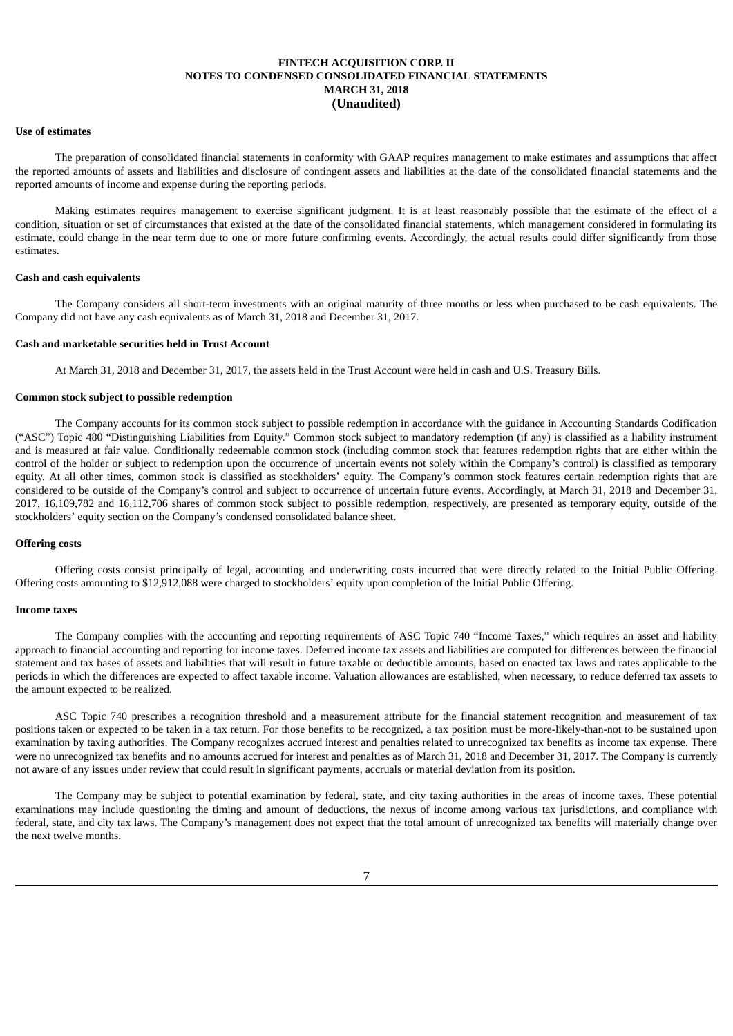**Use of estimates**

The preparation of consolidated financial statements in conformity with GAAP requires management to make estimates and assumptions that affect the reported amounts of assets and liabilities and disclosure of contingent assets and liabilities at the date of the consolidated financial statements and the reported amounts of income and expense during the reporting periods.

Making estimates requires management to exercise significant judgment. It is at least reasonably possible that the estimate of the effect of a condition, situation or set of circumstances that existed at the date of the consolidated financial statements, which management considered in formulating its estimate, could change in the near term due to one or more future confirming events. Accordingly, the actual results could differ significantly from those estimates.

**Cash and cash equivalents**

The Company considers all short-term investments with an original maturity of three months or less when purchased to be cash equivalents. The Company did not have any cash equivalents as of March 31, 2018 and December 31, 2017.

**Cash and marketable securities held in Trust Account**

At March 31, 2018 and December 31, 2017, the assets held in the Trust Account were held in cash and U.S. Treasury Bills.

**Common stock subject to possible redemption**

The Company accounts for its common stock subject to possible redemption in accordance with the guidance in Accounting Standards Codification ("ASC") Topic 480 "Distinguishing Liabilities from Equity." Common stock subject to mandatory redemption (if any) is classified as a liability instrument and is measured at fair value. Conditionally redeemable common stock (including common stock that features redemption rights that are either within the control of the holder or subject to redemption upon the occurrence of uncertain events not solely within the Company's control) is classified as temporary equity. At all other times, common stock is classified as stockholders' equity. The Company's common stock features certain redemption rights that are considered to be outside of the Company's control and subject to occurrence of uncertain future events. Accordingly, at March 31, 2018 and December 31, 2017, 16,109,782 and 16,112,706 shares of common stock subject to possible redemption, respectively, are presented as temporary equity, outside of the stockholders' equity section on the Company's condensed consolidated balance sheet.

**Offering costs**

Offering costs consist principally of legal, accounting and underwriting costs incurred that were directly related to the Initial Public Offering. Offering costs amounting to $12,912,088 were charged to stockholders' equity upon completion of the Initial Public Offering.

**Income taxes**

The Company complies with the accounting and reporting requirements of ASC Topic 740 "Income Taxes," which requires an asset and liability approach to financial accounting and reporting for income taxes. Deferred income tax assets and liabilities are computed for differences between the financial statement and tax bases of assets and liabilities that will result in future taxable or deductible amounts, based on enacted tax laws and rates applicable to the periods in which the differences are expected to affect taxable income. Valuation allowances are established, when necessary, to reduce deferred tax assets to the amount expected to be realized.

ASC Topic 740 prescribes a recognition threshold and a measurement attribute for the financial statement recognition and measurement of tax positions taken or expected to be taken in a tax return. For those benefits to be recognized, a tax position must be more-likely-than-not to be sustained upon examination by taxing authorities. The Company recognizes accrued interest and penalties related to unrecognized tax benefits as income tax expense. There were no unrecognized tax benefits and no amounts accrued for interest and penalties as of March 31, 2018 and December 31, 2017. The Company is currently not aware of any issues under review that could result in significant payments, accruals or material deviation from its position.

The Company may be subject to potential examination by federal, state, and city taxing authorities in the areas of income taxes. These potential examinations may include questioning the timing and amount of deductions, the nexus of income among various tax jurisdictions, and compliance with federal, state, and city tax laws. The Company's management does not expect that the total amount of unrecognized tax benefits will materially change over the next twelve months.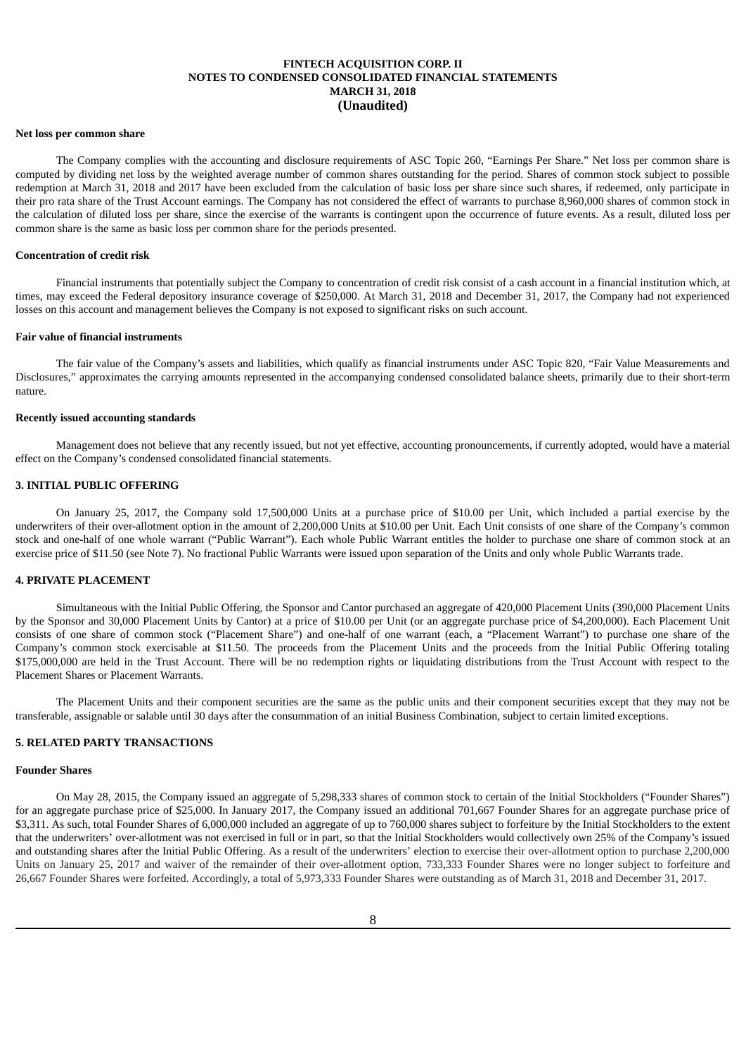**Net loss per common share**

The Company complies with the accounting and disclosure requirements of ASC Topic 260, "Earnings Per Share." Net loss per common share is computed by dividing net loss by the weighted average number of common shares outstanding for the period. Shares of common stock subject to possible redemption at March 31, 2018 and 2017 have been excluded from the calculation of basic loss per share since such shares, if redeemed, only participate in their pro rata share of the Trust Account earnings. The Company has not considered the effect of warrants to purchase 8,960,000 shares of common stock in the calculation of diluted loss per share, since the exercise of the warrants is contingent upon the occurrence of future events. As a result, diluted loss per common share is the same as basic loss per common share for the periods presented.

**Concentration of credit risk**

Financial instruments that potentially subject the Company to concentration of credit risk consist of a cash account in a financial institution which, at times, may exceed the Federal depository insurance coverage of $250,000. At March 31, 2018 and December 31, 2017, the Company had not experienced losses on this account and management believes the Company is not exposed to significant risks on such account.

**Fair value of financial instruments**

The fair value of the Company's assets and liabilities, which qualify as financial instruments under ASC Topic 820, "Fair Value Measurements and Disclosures," approximates the carrying amounts represented in the accompanying condensed consolidated balance sheets, primarily due to their short-term nature.

**Recently issued accounting standards**

Management does not believe that any recently issued, but not yet effective, accounting pronouncements, if currently adopted, would have a material effect on the Company's condensed consolidated financial statements.

**3. INITIAL PUBLIC OFFERING**

On January 25, 2017, the Company sold 17,500,000 Units at a purchase price of $10.00 per Unit, which included a partial exercise by the underwriters of their over-allotment option in the amount of 2,200,000 Units at $10.00 per Unit. Each Unit consists of one share of the Company's common stock and one-half of one whole warrant ("Public Warrant"). Each whole Public Warrant entitles the holder to purchase one share of common stock at an exercise price of $11.50 (see Note 7). No fractional Public Warrants were issued upon separation of the Units and only whole Public Warrants trade.

**4. PRIVATE PLACEMENT**

Simultaneous with the Initial Public Offering, the Sponsor and Cantor purchased an aggregate of 420,000 Placement Units (390,000 Placement Units by the Sponsor and 30,000 Placement Units by Cantor) at a price of $10.00 per Unit (or an aggregate purchase price of $4,200,000). Each Placement Unit consists of one share of common stock ("Placement Share") and one-half of one warrant (each, a "Placement Warrant") to purchase one share of the Company's common stock exercisable at $11.50. The proceeds from the Placement Units and the proceeds from the Initial Public Offering totaling $175,000,000 are held in the Trust Account. There will be no redemption rights or liquidating distributions from the Trust Account with respect to the Placement Shares or Placement Warrants.

The Placement Units and their component securities are the same as the public units and their component securities except that they may not be transferable, assignable or salable until 30 days after the consummation of an initial Business Combination, subject to certain limited exceptions.

**5. RELATED PARTY TRANSACTIONS**

**Founder Shares**

On May 28, 2015, the Company issued an aggregate of 5,298,333 shares of common stock to certain of the Initial Stockholders ("Founder Shares") for an aggregate purchase price of $25,000. In January 2017, the Company issued an additional 701,667 Founder Shares for an aggregate purchase price of $3,311. As such, total Founder Shares of 6,000,000 included an aggregate of up to 760,000 shares subject to forfeiture by the Initial Stockholders to the extent that the underwriters' over-allotment was not exercised in full or in part, so that the Initial Stockholders would collectively own 25% of the Company's issued and outstanding shares after the Initial Public Offering. As a result of the underwriters' election to exercise their over-allotment option to purchase 2,200,000 Units on January 25, 2017 and waiver of the remainder of their over-allotment option, 733,333 Founder Shares were no longer subject to forfeiture and 26,667 Founder Shares were forfeited. Accordingly, a total of 5,973,333 Founder Shares were outstanding as of March 31, 2018 and December 31, 2017.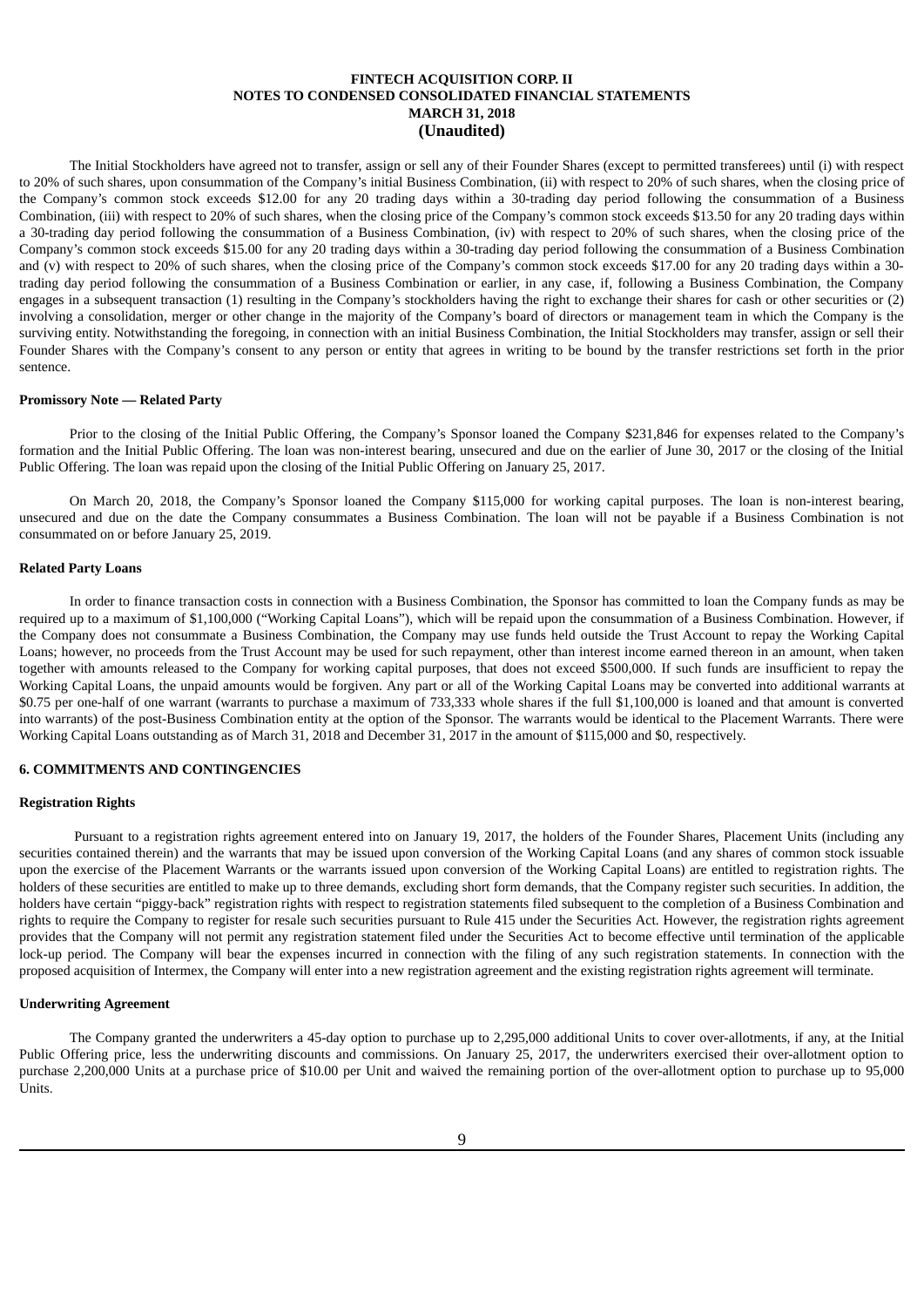The Initial Stockholders have agreed not to transfer, assign or sell any of their Founder Shares (except to permitted transferees) until (i) with respect to 20% of such shares, upon consummation of the Company's initial Business Combination, (ii) with respect to 20% of such shares, when the closing price of the Company's common stock exceeds $12.00 for any 20 trading days within a 30-trading day period following the consummation of a Business Combination, (iii) with respect to 20% of such shares, when the closing price of the Company's common stock exceeds $13.50 for any 20 trading days within a 30-trading day period following the consummation of a Business Combination, (iv) with respect to 20% of such shares, when the closing price of the Company's common stock exceeds $15.00 for any 20 trading days within a 30-trading day period following the consummation of a Business Combination and (v) with respect to 20% of such shares, when the closing price of the Company's common stock exceeds $17.00 for any 20 trading days within a 30-trading day period following the consummation of a Business Combination or earlier, in any case, if, following a Business Combination, the Company engages in a subsequent transaction (1) resulting in the Company's stockholders having the right to exchange their shares for cash or other securities or (2) involving a consolidation, merger or other change in the majority of the Company's board of directors or management team in which the Company is the surviving entity. Notwithstanding the foregoing, in connection with an initial Business Combination, the Initial Stockholders may transfer, assign or sell their Founder Shares with the Company's consent to any person or entity that agrees in writing to be bound by the transfer restrictions set forth in the prior sentence.

**Promissory Note — Related Party**

Prior to the closing of the Initial Public Offering, the Company's Sponsor loaned the Company $231,846 for expenses related to the Company's formation and the Initial Public Offering. The loan was non-interest bearing, unsecured and due on the earlier of June 30, 2017 or the closing of the Initial Public Offering. The loan was repaid upon the closing of the Initial Public Offering on January 25, 2017.

On March 20, 2018, the Company's Sponsor loaned the Company $115,000 for working capital purposes. The loan is non-interest bearing, unsecured and due on the date the Company consummates a Business Combination. The loan will not be payable if a Business Combination is not consummated on or before January 25, 2019.

**Related Party Loans**

In order to finance transaction costs in connection with a Business Combination, the Sponsor has committed to loan the Company funds as may be required up to a maximum of $1,100,000 ("Working Capital Loans"), which will be repaid upon the consummation of a Business Combination. However, if the Company does not consummate a Business Combination, the Company may use funds held outside the Trust Account to repay the Working Capital Loans; however, no proceeds from the Trust Account may be used for such repayment, other than interest income earned thereon in an amount, when taken together with amounts released to the Company for working capital purposes, that does not exceed $500,000. If such funds are insufficient to repay the Working Capital Loans, the unpaid amounts would be forgiven. Any part or all of the Working Capital Loans may be converted into additional warrants at $0.75 per one-half of one warrant (warrants to purchase a maximum of 733,333 whole shares if the full $1,100,000 is loaned and that amount is converted into warrants) of the post-Business Combination entity at the option of the Sponsor. The warrants would be identical to the Placement Warrants. There were Working Capital Loans outstanding as of March 31, 2018 and December 31, 2017 in the amount of $115,000 and $0, respectively.

**6. COMMITMENTS AND CONTINGENCIES**

**Registration Rights**

Pursuant to a registration rights agreement entered into on January 19, 2017, the holders of the Founder Shares, Placement Units (including any securities contained therein) and the warrants that may be issued upon conversion of the Working Capital Loans (and any shares of common stock issuable upon the exercise of the Placement Warrants or the warrants issued upon conversion of the Working Capital Loans) are entitled to registration rights. The holders of these securities are entitled to make up to three demands, excluding short form demands, that the Company register such securities. In addition, the holders have certain "piggy-back" registration rights with respect to registration statements filed subsequent to the completion of a Business Combination and rights to require the Company to register for resale such securities pursuant to Rule 415 under the Securities Act. However, the registration rights agreement provides that the Company will not permit any registration statement filed under the Securities Act to become effective until termination of the applicable lock-up period. The Company will bear the expenses incurred in connection with the filing of any such registration statements. In connection with the proposed acquisition of Intermex, the Company will enter into a new registration agreement and the existing registration rights agreement will terminate.

**Underwriting Agreement**

The Company granted the underwriters a 45-day option to purchase up to 2,295,000 additional Units to cover over-allotments, if any, at the Initial Public Offering price, less the underwriting discounts and commissions. On January 25, 2017, the underwriters exercised their over-allotment option to purchase 2,200,000 Units at a purchase price of $10.00 per Unit and waived the remaining portion of the over-allotment option to purchase up to 95,000 Units.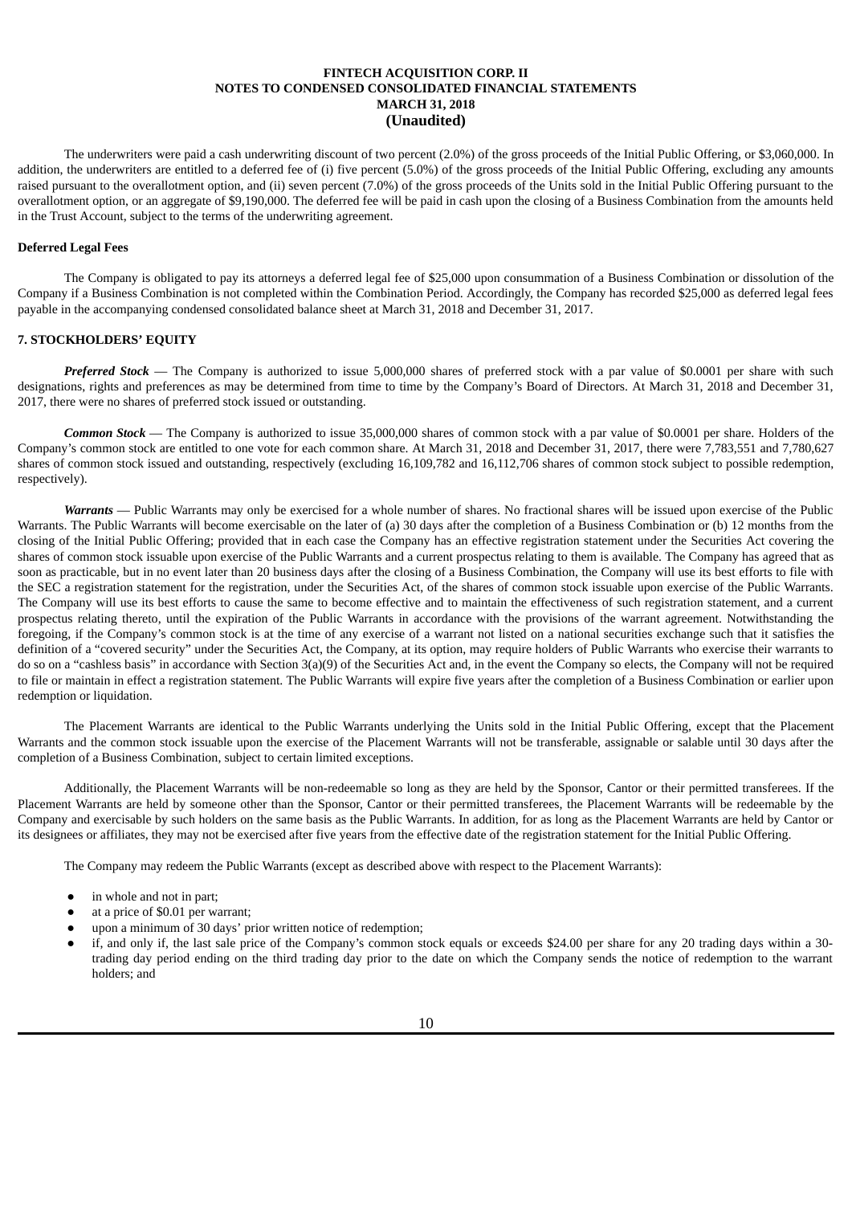The underwriters were paid a cash underwriting discount of two percent (2.0%) of the gross proceeds of the Initial Public Offering, or $3,060,000. In addition, the underwriters are entitled to a deferred fee of (i) five percent (5.0%) of the gross proceeds of the Initial Public Offering, excluding any amounts raised pursuant to the overallotment option, and (ii) seven percent (7.0%) of the gross proceeds of the Units sold in the Initial Public Offering pursuant to the overallotment option, or an aggregate of $9,190,000. The deferred fee will be paid in cash upon the closing of a Business Combination from the amounts held in the Trust Account, subject to the terms of the underwriting agreement.

**Deferred Legal Fees**

The Company is obligated to pay its attorneys a deferred legal fee of $25,000 upon consummation of a Business Combination or dissolution of the Company if a Business Combination is not completed within the Combination Period. Accordingly, the Company has recorded $25,000 as deferred legal fees payable in the accompanying condensed consolidated balance sheet at March 31, 2018 and December 31, 2017.

**7. STOCKHOLDERS' EQUITY**

***Preferred Stock*** — The Company is authorized to issue 5,000,000 shares of preferred stock with a par value of $0.0001 per share with such designations, rights and preferences as may be determined from time to time by the Company's Board of Directors. At March 31, 2018 and December 31, 2017, there were no shares of preferred stock issued or outstanding.

***Common Stock*** — The Company is authorized to issue 35,000,000 shares of common stock with a par value of $0.0001 per share. Holders of the Company's common stock are entitled to one vote for each common share. At March 31, 2018 and December 31, 2017, there were 7,783,551 and 7,780,627 shares of common stock issued and outstanding, respectively (excluding 16,109,782 and 16,112,706 shares of common stock subject to possible redemption, respectively).

***Warrants*** — Public Warrants may only be exercised for a whole number of shares. No fractional shares will be issued upon exercise of the Public Warrants. The Public Warrants will become exercisable on the later of (a) 30 days after the completion of a Business Combination or (b) 12 months from the closing of the Initial Public Offering; provided that in each case the Company has an effective registration statement under the Securities Act covering the shares of common stock issuable upon exercise of the Public Warrants and a current prospectus relating to them is available. The Company has agreed that as soon as practicable, but in no event later than 20 business days after the closing of a Business Combination, the Company will use its best efforts to file with the SEC a registration statement for the registration, under the Securities Act, of the shares of common stock issuable upon exercise of the Public Warrants. The Company will use its best efforts to cause the same to become effective and to maintain the effectiveness of such registration statement, and a current prospectus relating thereto, until the expiration of the Public Warrants in accordance with the provisions of the warrant agreement. Notwithstanding the foregoing, if the Company's common stock is at the time of any exercise of a warrant not listed on a national securities exchange such that it satisfies the definition of a "covered security" under the Securities Act, the Company, at its option, may require holders of Public Warrants who exercise their warrants to do so on a "cashless basis" in accordance with Section 3(a)(9) of the Securities Act and, in the event the Company so elects, the Company will not be required to file or maintain in effect a registration statement. The Public Warrants will expire five years after the completion of a Business Combination or earlier upon redemption or liquidation.

The Placement Warrants are identical to the Public Warrants underlying the Units sold in the Initial Public Offering, except that the Placement Warrants and the common stock issuable upon the exercise of the Placement Warrants will not be transferable, assignable or salable until 30 days after the completion of a Business Combination, subject to certain limited exceptions.

Additionally, the Placement Warrants will be non-redeemable so long as they are held by the Sponsor, Cantor or their permitted transferees. If the Placement Warrants are held by someone other than the Sponsor, Cantor or their permitted transferees, the Placement Warrants will be redeemable by the Company and exercisable by such holders on the same basis as the Public Warrants. In addition, for as long as the Placement Warrants are held by Cantor or its designees or affiliates, they may not be exercised after five years from the effective date of the registration statement for the Initial Public Offering.

The Company may redeem the Public Warrants (except as described above with respect to the Placement Warrants):

- in whole and not in part;
- at a price of $0.01 per warrant;
- upon a minimum of 30 days' prior written notice of redemption;
- if, and only if, the last sale price of the Company's common stock equals or exceeds $24.00 per share for any 20 trading days within a 30-trading day period ending on the third trading day prior to the date on which the Company sends the notice of redemption to the warrant holders; and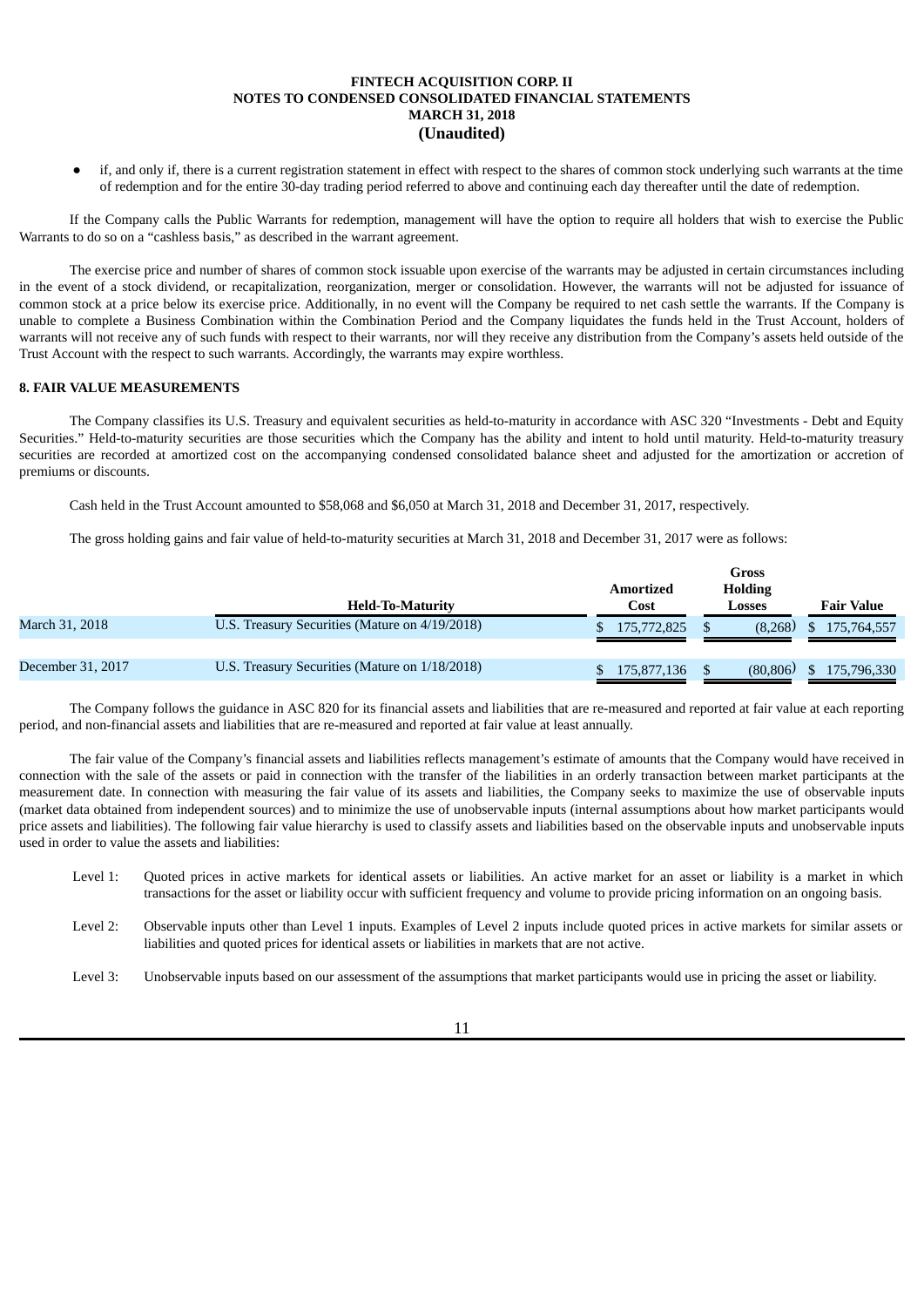- if, and only if, there is a current registration statement in effect with respect to the shares of common stock underlying such warrants at the time of redemption and for the entire 30-day trading period referred to above and continuing each day thereafter until the date of redemption.

If the Company calls the Public Warrants for redemption, management will have the option to require all holders that wish to exercise the Public Warrants to do so on a "cashless basis," as described in the warrant agreement.

The exercise price and number of shares of common stock issuable upon exercise of the warrants may be adjusted in certain circumstances including in the event of a stock dividend, or recapitalization, reorganization, merger or consolidation. However, the warrants will not be adjusted for issuance of common stock at a price below its exercise price. Additionally, in no event will the Company be required to net cash settle the warrants. If the Company is unable to complete a Business Combination within the Combination Period and the Company liquidates the funds held in the Trust Account, holders of warrants will not receive any of such funds with respect to their warrants, nor will they receive any distribution from the Company's assets held outside of the Trust Account with the respect to such warrants. Accordingly, the warrants may expire worthless.

**8. FAIR VALUE MEASUREMENTS**

The Company classifies its U.S. Treasury and equivalent securities as held-to-maturity in accordance with ASC 320 "Investments - Debt and Equity Securities." Held-to-maturity securities are those securities which the Company has the ability and intent to hold until maturity. Held-to-maturity treasury securities are recorded at amortized cost on the accompanying condensed consolidated balance sheet and adjusted for the amortization or accretion of premiums or discounts.

Cash held in the Trust Account amounted to $58,068 and $6,050 at March 31, 2018 and December 31, 2017, respectively.

The gross holding gains and fair value of held-to-maturity securities at March 31, 2018 and December 31, 2017 were as follows:

| | Held-To-Maturity | Amortized Cost | Gross Holding Losses | Fair Value |
|---|---|---|---|---|
| March 31, 2018 | U.S. Treasury Securities (Mature on 4/19/2018) | $ 175,772,825 | $ (8,268) | $ 175,764,557 |
| December 31, 2017 | U.S. Treasury Securities (Mature on 1/18/2018) | $ 175,877,136 | $ (80,806) | $ 175,796,330 |

The Company follows the guidance in ASC 820 for its financial assets and liabilities that are re-measured and reported at fair value at each reporting period, and non-financial assets and liabilities that are re-measured and reported at fair value at least annually.

The fair value of the Company's financial assets and liabilities reflects management's estimate of amounts that the Company would have received in connection with the sale of the assets or paid in connection with the transfer of the liabilities in an orderly transaction between market participants at the measurement date. In connection with measuring the fair value of its assets and liabilities, the Company seeks to maximize the use of observable inputs (market data obtained from independent sources) and to minimize the use of unobservable inputs (internal assumptions about how market participants would price assets and liabilities). The following fair value hierarchy is used to classify assets and liabilities based on the observable inputs and unobservable inputs used in order to value the assets and liabilities:

Level 1: Quoted prices in active markets for identical assets or liabilities. An active market for an asset or liability is a market in which transactions for the asset or liability occur with sufficient frequency and volume to provide pricing information on an ongoing basis.

Level 2: Observable inputs other than Level 1 inputs. Examples of Level 2 inputs include quoted prices in active markets for similar assets or liabilities and quoted prices for identical assets or liabilities in markets that are not active.

Level 3: Unobservable inputs based on our assessment of the assumptions that market participants would use in pricing the asset or liability.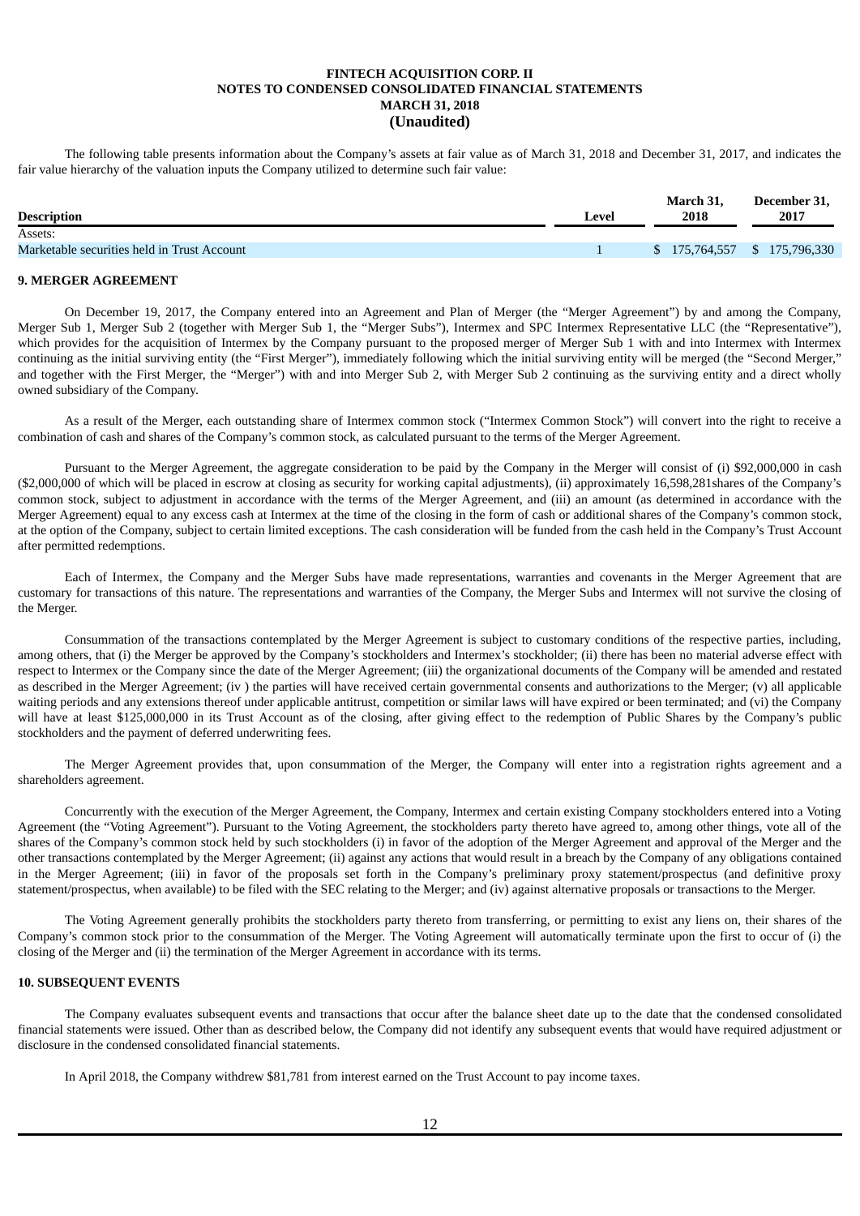The following table presents information about the Company's assets at fair value as of March 31, 2018 and December 31, 2017, and indicates the fair value hierarchy of the valuation inputs the Company utilized to determine such fair value:

| Description | Level | March 31, 2018 | December 31, 2017 |
|---|---|---|---|
| Assets: | | | |
| Marketable securities held in Trust Account | 1 | $ 175,764,557 | $ 175,796,330 |

**9. MERGER AGREEMENT**

On December 19, 2017, the Company entered into an Agreement and Plan of Merger (the "Merger Agreement") by and among the Company, Merger Sub 1, Merger Sub 2 (together with Merger Sub 1, the "Merger Subs"), Intermex and SPC Intermex Representative LLC (the "Representative"), which provides for the acquisition of Intermex by the Company pursuant to the proposed merger of Merger Sub 1 with and into Intermex with Intermex continuing as the initial surviving entity (the "First Merger"), immediately following which the initial surviving entity will be merged (the "Second Merger," and together with the First Merger, the "Merger") with and into Merger Sub 2, with Merger Sub 2 continuing as the surviving entity and a direct wholly owned subsidiary of the Company.

As a result of the Merger, each outstanding share of Intermex common stock ("Intermex Common Stock") will convert into the right to receive a combination of cash and shares of the Company's common stock, as calculated pursuant to the terms of the Merger Agreement.

Pursuant to the Merger Agreement, the aggregate consideration to be paid by the Company in the Merger will consist of (i) $92,000,000 in cash ($2,000,000 of which will be placed in escrow at closing as security for working capital adjustments), (ii) approximately 16,598,281shares of the Company's common stock, subject to adjustment in accordance with the terms of the Merger Agreement, and (iii) an amount (as determined in accordance with the Merger Agreement) equal to any excess cash at Intermex at the time of the closing in the form of cash or additional shares of the Company's common stock, at the option of the Company, subject to certain limited exceptions. The cash consideration will be funded from the cash held in the Company's Trust Account after permitted redemptions.

Each of Intermex, the Company and the Merger Subs have made representations, warranties and covenants in the Merger Agreement that are customary for transactions of this nature. The representations and warranties of the Company, the Merger Subs and Intermex will not survive the closing of the Merger.

Consummation of the transactions contemplated by the Merger Agreement is subject to customary conditions of the respective parties, including, among others, that (i) the Merger be approved by the Company's stockholders and Intermex's stockholder; (ii) there has been no material adverse effect with respect to Intermex or the Company since the date of the Merger Agreement; (iii) the organizational documents of the Company will be amended and restated as described in the Merger Agreement; (iv ) the parties will have received certain governmental consents and authorizations to the Merger; (v) all applicable waiting periods and any extensions thereof under applicable antitrust, competition or similar laws will have expired or been terminated; and (vi) the Company will have at least $125,000,000 in its Trust Account as of the closing, after giving effect to the redemption of Public Shares by the Company's public stockholders and the payment of deferred underwriting fees.

The Merger Agreement provides that, upon consummation of the Merger, the Company will enter into a registration rights agreement and a shareholders agreement.

Concurrently with the execution of the Merger Agreement, the Company, Intermex and certain existing Company stockholders entered into a Voting Agreement (the "Voting Agreement"). Pursuant to the Voting Agreement, the stockholders party thereto have agreed to, among other things, vote all of the shares of the Company's common stock held by such stockholders (i) in favor of the adoption of the Merger Agreement and approval of the Merger and the other transactions contemplated by the Merger Agreement; (ii) against any actions that would result in a breach by the Company of any obligations contained in the Merger Agreement; (iii) in favor of the proposals set forth in the Company's preliminary proxy statement/prospectus (and definitive proxy statement/prospectus, when available) to be filed with the SEC relating to the Merger; and (iv) against alternative proposals or transactions to the Merger.

The Voting Agreement generally prohibits the stockholders party thereto from transferring, or permitting to exist any liens on, their shares of the Company's common stock prior to the consummation of the Merger. The Voting Agreement will automatically terminate upon the first to occur of (i) the closing of the Merger and (ii) the termination of the Merger Agreement in accordance with its terms.

**10. SUBSEQUENT EVENTS**

The Company evaluates subsequent events and transactions that occur after the balance sheet date up to the date that the condensed consolidated financial statements were issued. Other than as described below, the Company did not identify any subsequent events that would have required adjustment or disclosure in the condensed consolidated financial statements.

In April 2018, the Company withdrew $81,781 from interest earned on the Trust Account to pay income taxes.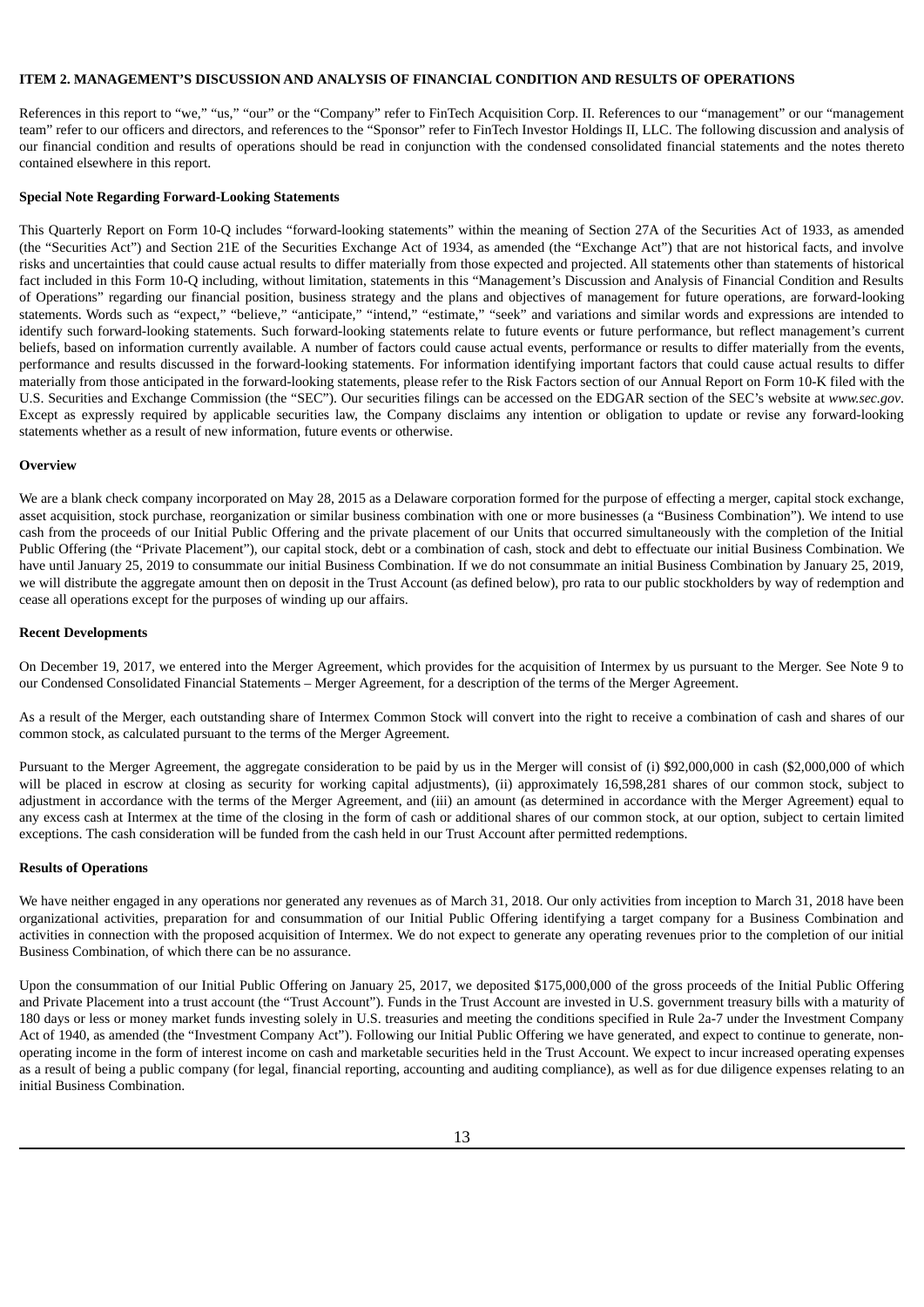### ITEM 2. MANAGEMENT'S DISCUSSION AND ANALYSIS OF FINANCIAL CONDITION AND RESULTS OF OPERATIONS

References in this report to "we," "us," "our" or the "Company" refer to FinTech Acquisition Corp. II. References to our "management" or our "management team" refer to our officers and directors, and references to the "Sponsor" refer to FinTech Investor Holdings II, LLC. The following discussion and analysis of our financial condition and results of operations should be read in conjunction with the condensed consolidated financial statements and the notes thereto contained elsewhere in this report.

**Special Note Regarding Forward-Looking Statements**

This Quarterly Report on Form 10-Q includes "forward-looking statements" within the meaning of Section 27A of the Securities Act of 1933, as amended (the "Securities Act") and Section 21E of the Securities Exchange Act of 1934, as amended (the "Exchange Act") that are not historical facts, and involve risks and uncertainties that could cause actual results to differ materially from those expected and projected. All statements other than statements of historical fact included in this Form 10-Q including, without limitation, statements in this "Management's Discussion and Analysis of Financial Condition and Results of Operations" regarding our financial position, business strategy and the plans and objectives of management for future operations, are forward-looking statements. Words such as "expect," "believe," "anticipate," "intend," "estimate," "seek" and variations and similar words and expressions are intended to identify such forward-looking statements. Such forward-looking statements relate to future events or future performance, but reflect management's current beliefs, based on information currently available. A number of factors could cause actual events, performance or results to differ materially from the events, performance and results discussed in the forward-looking statements. For information identifying important factors that could cause actual results to differ materially from those anticipated in the forward-looking statements, please refer to the Risk Factors section of our Annual Report on Form 10-K filed with the U.S. Securities and Exchange Commission (the "SEC"). Our securities filings can be accessed on the EDGAR section of the SEC's website at *www.sec.gov*. Except as expressly required by applicable securities law, the Company disclaims any intention or obligation to update or revise any forward-looking statements whether as a result of new information, future events or otherwise.

**Overview**

We are a blank check company incorporated on May 28, 2015 as a Delaware corporation formed for the purpose of effecting a merger, capital stock exchange, asset acquisition, stock purchase, reorganization or similar business combination with one or more businesses (a "Business Combination"). We intend to use cash from the proceeds of our Initial Public Offering and the private placement of our Units that occurred simultaneously with the completion of the Initial Public Offering (the "Private Placement"), our capital stock, debt or a combination of cash, stock and debt to effectuate our initial Business Combination. We have until January 25, 2019 to consummate our initial Business Combination. If we do not consummate an initial Business Combination by January 25, 2019, we will distribute the aggregate amount then on deposit in the Trust Account (as defined below), pro rata to our public stockholders by way of redemption and cease all operations except for the purposes of winding up our affairs.

**Recent Developments**

On December 19, 2017, we entered into the Merger Agreement, which provides for the acquisition of Intermex by us pursuant to the Merger. See Note 9 to our Condensed Consolidated Financial Statements – Merger Agreement, for a description of the terms of the Merger Agreement.

As a result of the Merger, each outstanding share of Intermex Common Stock will convert into the right to receive a combination of cash and shares of our common stock, as calculated pursuant to the terms of the Merger Agreement.

Pursuant to the Merger Agreement, the aggregate consideration to be paid by us in the Merger will consist of (i) $92,000,000 in cash ($2,000,000 of which will be placed in escrow at closing as security for working capital adjustments), (ii) approximately 16,598,281 shares of our common stock, subject to adjustment in accordance with the terms of the Merger Agreement, and (iii) an amount (as determined in accordance with the Merger Agreement) equal to any excess cash at Intermex at the time of the closing in the form of cash or additional shares of our common stock, at our option, subject to certain limited exceptions. The cash consideration will be funded from the cash held in our Trust Account after permitted redemptions.

**Results of Operations**

We have neither engaged in any operations nor generated any revenues as of March 31, 2018. Our only activities from inception to March 31, 2018 have been organizational activities, preparation for and consummation of our Initial Public Offering identifying a target company for a Business Combination and activities in connection with the proposed acquisition of Intermex. We do not expect to generate any operating revenues prior to the completion of our initial Business Combination, of which there can be no assurance.

Upon the consummation of our Initial Public Offering on January 25, 2017, we deposited $175,000,000 of the gross proceeds of the Initial Public Offering and Private Placement into a trust account (the "Trust Account"). Funds in the Trust Account are invested in U.S. government treasury bills with a maturity of 180 days or less or money market funds investing solely in U.S. treasuries and meeting the conditions specified in Rule 2a-7 under the Investment Company Act of 1940, as amended (the "Investment Company Act"). Following our Initial Public Offering we have generated, and expect to continue to generate, non-operating income in the form of interest income on cash and marketable securities held in the Trust Account. We expect to incur increased operating expenses as a result of being a public company (for legal, financial reporting, accounting and auditing compliance), as well as for due diligence expenses relating to an initial Business Combination.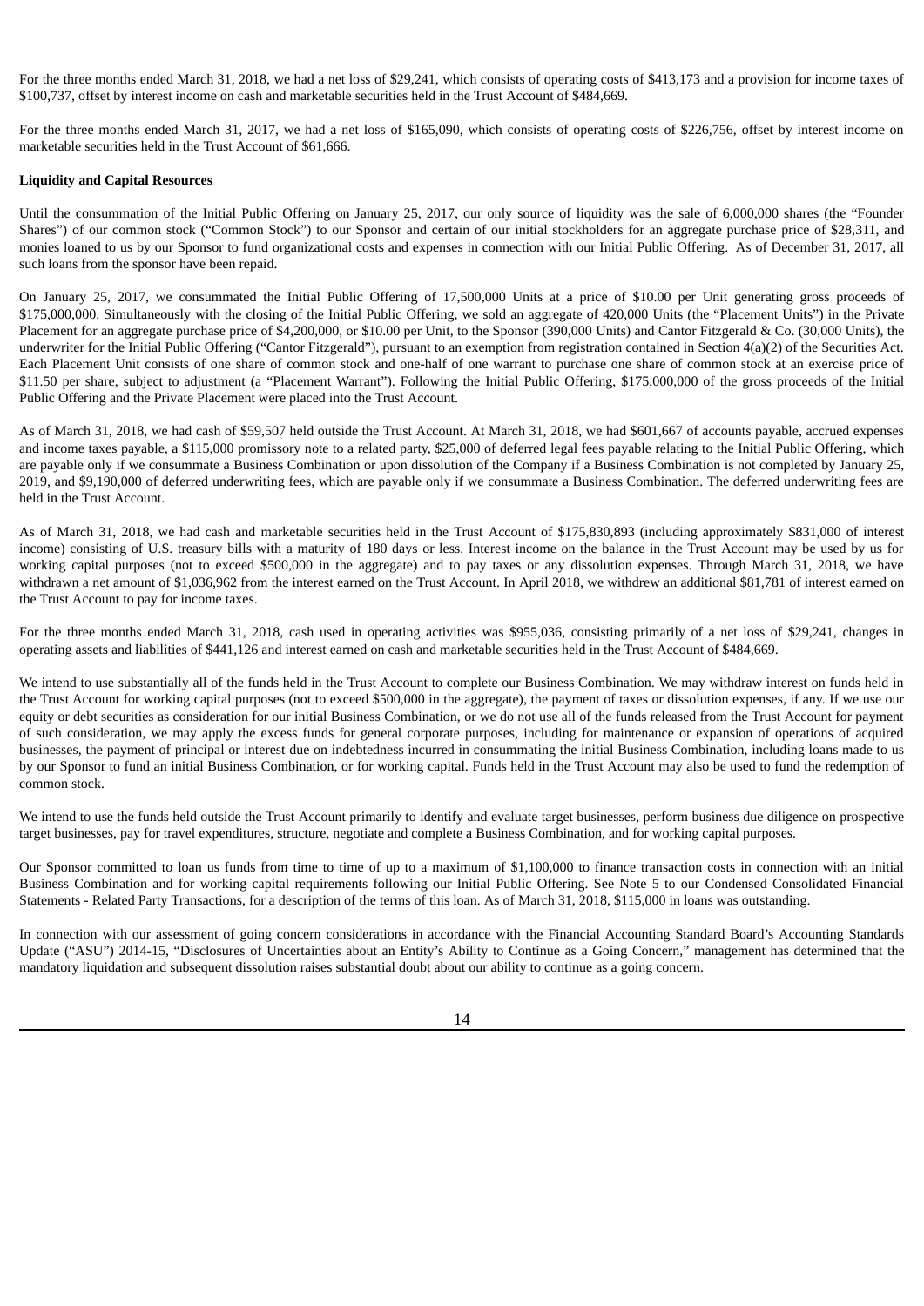For the three months ended March 31, 2018, we had a net loss of $29,241, which consists of operating costs of $413,173 and a provision for income taxes of $100,737, offset by interest income on cash and marketable securities held in the Trust Account of $484,669.

For the three months ended March 31, 2017, we had a net loss of $165,090, which consists of operating costs of $226,756, offset by interest income on marketable securities held in the Trust Account of $61,666.

**Liquidity and Capital Resources**

Until the consummation of the Initial Public Offering on January 25, 2017, our only source of liquidity was the sale of 6,000,000 shares (the "Founder Shares") of our common stock ("Common Stock") to our Sponsor and certain of our initial stockholders for an aggregate purchase price of $28,311, and monies loaned to us by our Sponsor to fund organizational costs and expenses in connection with our Initial Public Offering. As of December 31, 2017, all such loans from the sponsor have been repaid.

On January 25, 2017, we consummated the Initial Public Offering of 17,500,000 Units at a price of $10.00 per Unit generating gross proceeds of $175,000,000. Simultaneously with the closing of the Initial Public Offering, we sold an aggregate of 420,000 Units (the "Placement Units") in the Private Placement for an aggregate purchase price of $4,200,000, or $10.00 per Unit, to the Sponsor (390,000 Units) and Cantor Fitzgerald & Co. (30,000 Units), the underwriter for the Initial Public Offering ("Cantor Fitzgerald"), pursuant to an exemption from registration contained in Section 4(a)(2) of the Securities Act. Each Placement Unit consists of one share of common stock and one-half of one warrant to purchase one share of common stock at an exercise price of $11.50 per share, subject to adjustment (a "Placement Warrant"). Following the Initial Public Offering, $175,000,000 of the gross proceeds of the Initial Public Offering and the Private Placement were placed into the Trust Account.

As of March 31, 2018, we had cash of $59,507 held outside the Trust Account. At March 31, 2018, we had $601,667 of accounts payable, accrued expenses and income taxes payable, a $115,000 promissory note to a related party, $25,000 of deferred legal fees payable relating to the Initial Public Offering, which are payable only if we consummate a Business Combination or upon dissolution of the Company if a Business Combination is not completed by January 25, 2019, and $9,190,000 of deferred underwriting fees, which are payable only if we consummate a Business Combination. The deferred underwriting fees are held in the Trust Account.

As of March 31, 2018, we had cash and marketable securities held in the Trust Account of $175,830,893 (including approximately $831,000 of interest income) consisting of U.S. treasury bills with a maturity of 180 days or less. Interest income on the balance in the Trust Account may be used by us for working capital purposes (not to exceed $500,000 in the aggregate) and to pay taxes or any dissolution expenses. Through March 31, 2018, we have withdrawn a net amount of $1,036,962 from the interest earned on the Trust Account. In April 2018, we withdrew an additional $81,781 of interest earned on the Trust Account to pay for income taxes.

For the three months ended March 31, 2018, cash used in operating activities was $955,036, consisting primarily of a net loss of $29,241, changes in operating assets and liabilities of $441,126 and interest earned on cash and marketable securities held in the Trust Account of $484,669.

We intend to use substantially all of the funds held in the Trust Account to complete our Business Combination. We may withdraw interest on funds held in the Trust Account for working capital purposes (not to exceed $500,000 in the aggregate), the payment of taxes or dissolution expenses, if any. If we use our equity or debt securities as consideration for our initial Business Combination, or we do not use all of the funds released from the Trust Account for payment of such consideration, we may apply the excess funds for general corporate purposes, including for maintenance or expansion of operations of acquired businesses, the payment of principal or interest due on indebtedness incurred in consummating the initial Business Combination, including loans made to us by our Sponsor to fund an initial Business Combination, or for working capital. Funds held in the Trust Account may also be used to fund the redemption of common stock.

We intend to use the funds held outside the Trust Account primarily to identify and evaluate target businesses, perform business due diligence on prospective target businesses, pay for travel expenditures, structure, negotiate and complete a Business Combination, and for working capital purposes.

Our Sponsor committed to loan us funds from time to time of up to a maximum of $1,100,000 to finance transaction costs in connection with an initial Business Combination and for working capital requirements following our Initial Public Offering. See Note 5 to our Condensed Consolidated Financial Statements - Related Party Transactions, for a description of the terms of this loan. As of March 31, 2018, $115,000 in loans was outstanding.

In connection with our assessment of going concern considerations in accordance with the Financial Accounting Standard Board's Accounting Standards Update ("ASU") 2014-15, "Disclosures of Uncertainties about an Entity's Ability to Continue as a Going Concern," management has determined that the mandatory liquidation and subsequent dissolution raises substantial doubt about our ability to continue as a going concern.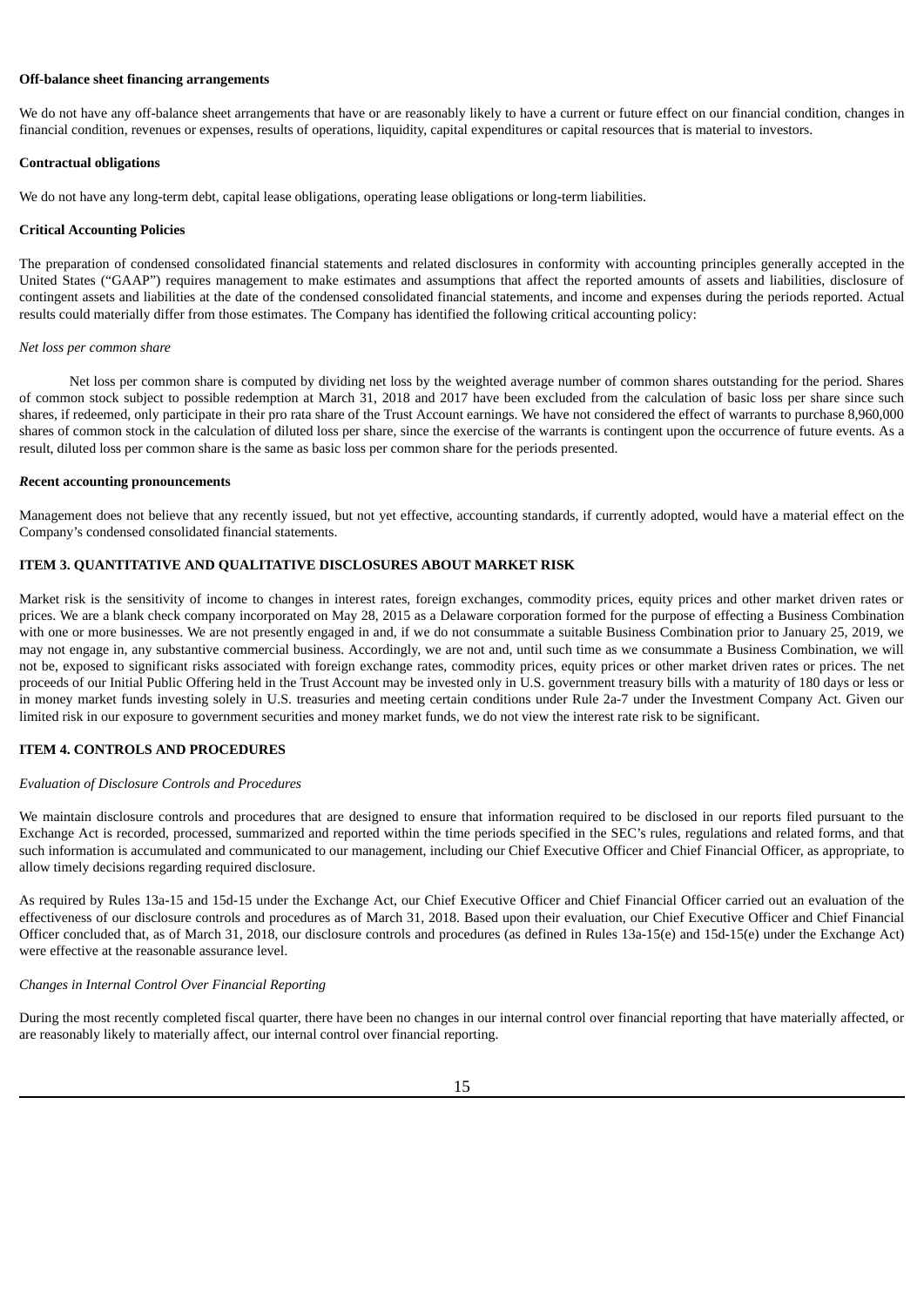**Off-balance sheet financing arrangements**

We do not have any off-balance sheet arrangements that have or are reasonably likely to have a current or future effect on our financial condition, changes in financial condition, revenues or expenses, results of operations, liquidity, capital expenditures or capital resources that is material to investors.

**Contractual obligations**

We do not have any long-term debt, capital lease obligations, operating lease obligations or long-term liabilities.

**Critical Accounting Policies**

The preparation of condensed consolidated financial statements and related disclosures in conformity with accounting principles generally accepted in the United States ("GAAP") requires management to make estimates and assumptions that affect the reported amounts of assets and liabilities, disclosure of contingent assets and liabilities at the date of the condensed consolidated financial statements, and income and expenses during the periods reported. Actual results could materially differ from those estimates. The Company has identified the following critical accounting policy:

*Net loss per common share*

Net loss per common share is computed by dividing net loss by the weighted average number of common shares outstanding for the period. Shares of common stock subject to possible redemption at March 31, 2018 and 2017 have been excluded from the calculation of basic loss per share since such shares, if redeemed, only participate in their pro rata share of the Trust Account earnings. We have not considered the effect of warrants to purchase 8,960,000 shares of common stock in the calculation of diluted loss per share, since the exercise of the warrants is contingent upon the occurrence of future events. As a result, diluted loss per common share is the same as basic loss per common share for the periods presented.

***R*ecent accounting pronouncements**

Management does not believe that any recently issued, but not yet effective, accounting standards, if currently adopted, would have a material effect on the Company's condensed consolidated financial statements.

## ITEM 3. QUANTITATIVE AND QUALITATIVE DISCLOSURES ABOUT MARKET RISK

Market risk is the sensitivity of income to changes in interest rates, foreign exchanges, commodity prices, equity prices and other market driven rates or prices. We are a blank check company incorporated on May 28, 2015 as a Delaware corporation formed for the purpose of effecting a Business Combination with one or more businesses. We are not presently engaged in and, if we do not consummate a suitable Business Combination prior to January 25, 2019, we may not engage in, any substantive commercial business. Accordingly, we are not and, until such time as we consummate a Business Combination, we will not be, exposed to significant risks associated with foreign exchange rates, commodity prices, equity prices or other market driven rates or prices. The net proceeds of our Initial Public Offering held in the Trust Account may be invested only in U.S. government treasury bills with a maturity of 180 days or less or in money market funds investing solely in U.S. treasuries and meeting certain conditions under Rule 2a-7 under the Investment Company Act. Given our limited risk in our exposure to government securities and money market funds, we do not view the interest rate risk to be significant.

## ITEM 4. CONTROLS AND PROCEDURES

*Evaluation of Disclosure Controls and Procedures*

We maintain disclosure controls and procedures that are designed to ensure that information required to be disclosed in our reports filed pursuant to the Exchange Act is recorded, processed, summarized and reported within the time periods specified in the SEC's rules, regulations and related forms, and that such information is accumulated and communicated to our management, including our Chief Executive Officer and Chief Financial Officer, as appropriate, to allow timely decisions regarding required disclosure.

As required by Rules 13a-15 and 15d-15 under the Exchange Act, our Chief Executive Officer and Chief Financial Officer carried out an evaluation of the effectiveness of our disclosure controls and procedures as of March 31, 2018. Based upon their evaluation, our Chief Executive Officer and Chief Financial Officer concluded that, as of March 31, 2018, our disclosure controls and procedures (as defined in Rules 13a-15(e) and 15d-15(e) under the Exchange Act) were effective at the reasonable assurance level.

*Changes in Internal Control Over Financial Reporting*

During the most recently completed fiscal quarter, there have been no changes in our internal control over financial reporting that have materially affected, or are reasonably likely to materially affect, our internal control over financial reporting.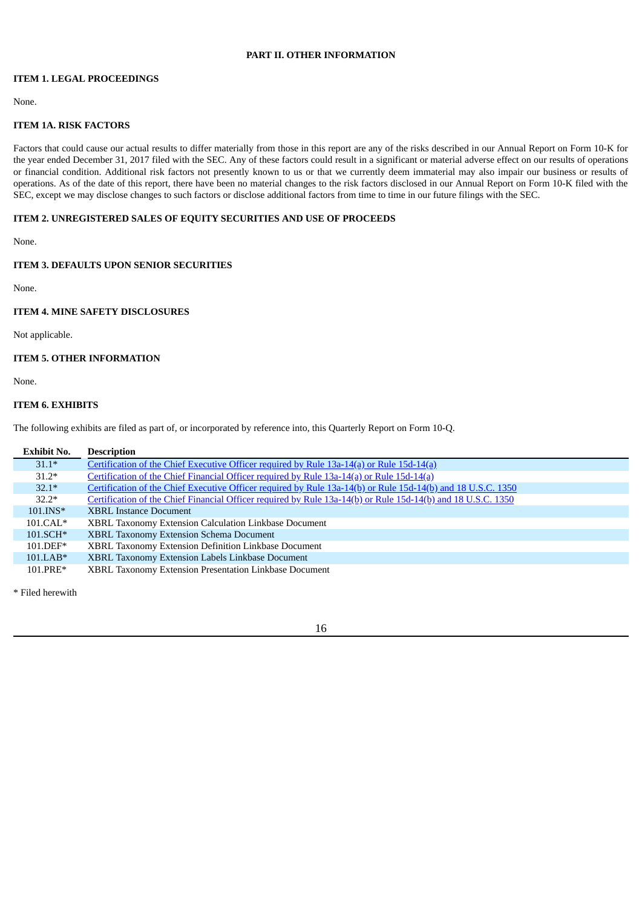# PART II. OTHER INFORMATION

## ITEM 1. LEGAL PROCEEDINGS

None.

## ITEM 1A. RISK FACTORS

Factors that could cause our actual results to differ materially from those in this report are any of the risks described in our Annual Report on Form 10-K for the year ended December 31, 2017 filed with the SEC. Any of these factors could result in a significant or material adverse effect on our results of operations or financial condition. Additional risk factors not presently known to us or that we currently deem immaterial may also impair our business or results of operations. As of the date of this report, there have been no material changes to the risk factors disclosed in our Annual Report on Form 10-K filed with the SEC, except we may disclose changes to such factors or disclose additional factors from time to time in our future filings with the SEC.

## ITEM 2. UNREGISTERED SALES OF EQUITY SECURITIES AND USE OF PROCEEDS

None.

## ITEM 3. DEFAULTS UPON SENIOR SECURITIES

None.

## ITEM 4. MINE SAFETY DISCLOSURES

Not applicable.

## ITEM 5. OTHER INFORMATION

None.

## ITEM 6. EXHIBITS

The following exhibits are filed as part of, or incorporated by reference into, this Quarterly Report on Form 10-Q.

| Exhibit No. | Description |
|---|---|
| 31.1* | Certification of the Chief Executive Officer required by Rule 13a-14(a) or Rule 15d-14(a) |
| 31.2* | Certification of the Chief Financial Officer required by Rule 13a-14(a) or Rule 15d-14(a) |
| 32.1* | Certification of the Chief Executive Officer required by Rule 13a-14(b) or Rule 15d-14(b) and 18 U.S.C. 1350 |
| 32.2* | Certification of the Chief Financial Officer required by Rule 13a-14(b) or Rule 15d-14(b) and 18 U.S.C. 1350 |
| 101.INS* | XBRL Instance Document |
| 101.CAL* | XBRL Taxonomy Extension Calculation Linkbase Document |
| 101.SCH* | XBRL Taxonomy Extension Schema Document |
| 101.DEF* | XBRL Taxonomy Extension Definition Linkbase Document |
| 101.LAB* | XBRL Taxonomy Extension Labels Linkbase Document |
| 101.PRE* | XBRL Taxonomy Extension Presentation Linkbase Document |

* Filed herewith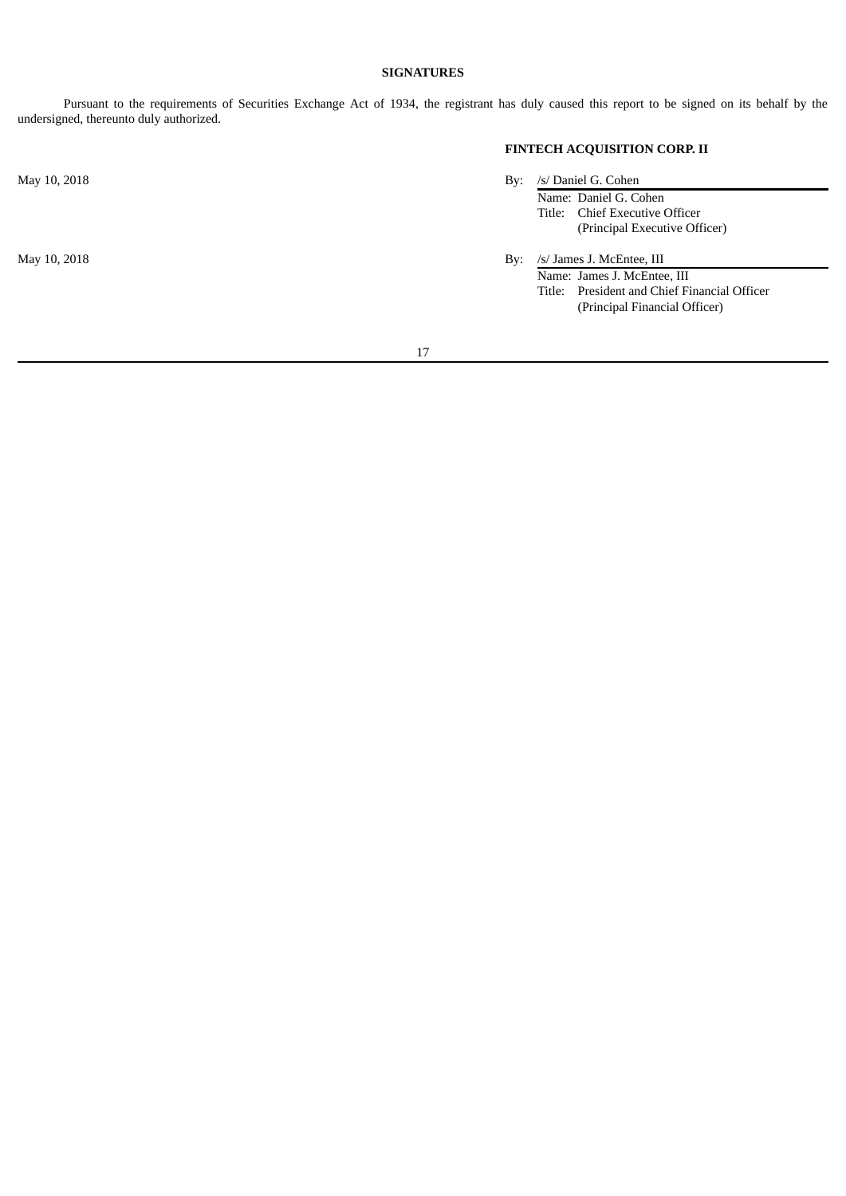## SIGNATURES

Pursuant to the requirements of Securities Exchange Act of 1934, the registrant has duly caused this report to be signed on its behalf by the undersigned, thereunto duly authorized.

**FINTECH ACQUISITION CORP. II**

May 10, 2018

By: /s/ Daniel G. Cohen
Name: Daniel G. Cohen
Title: Chief Executive Officer
(Principal Executive Officer)

May 10, 2018

By: /s/ James J. McEntee, III
Name: James J. McEntee, III
Title: President and Chief Financial Officer
(Principal Financial Officer)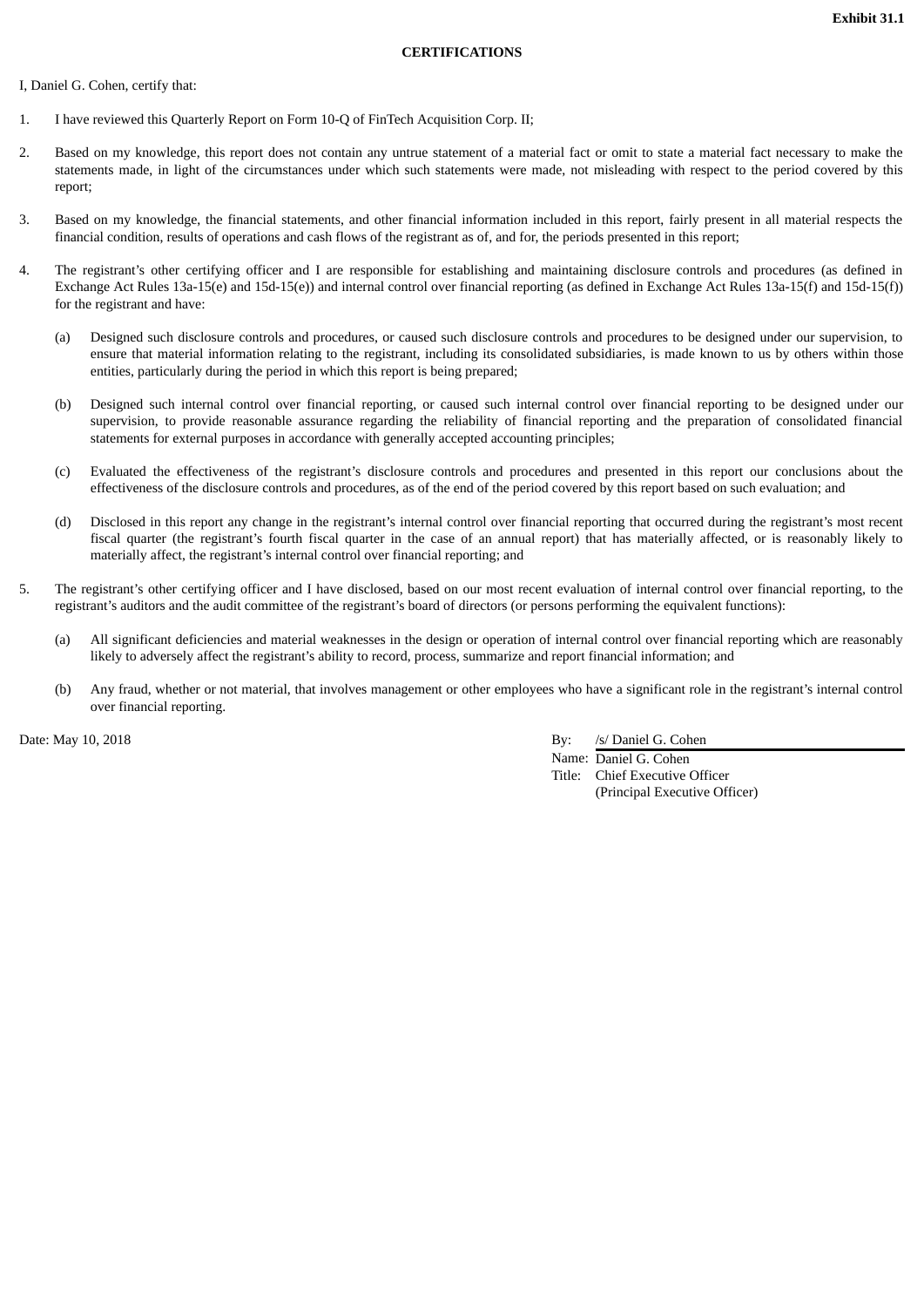**Exhibit 31.1**

**CERTIFICATIONS**

I, Daniel G. Cohen, certify that:

1. I have reviewed this Quarterly Report on Form 10-Q of FinTech Acquisition Corp. II;

2. Based on my knowledge, this report does not contain any untrue statement of a material fact or omit to state a material fact necessary to make the statements made, in light of the circumstances under which such statements were made, not misleading with respect to the period covered by this report;

3. Based on my knowledge, the financial statements, and other financial information included in this report, fairly present in all material respects the financial condition, results of operations and cash flows of the registrant as of, and for, the periods presented in this report;

4. The registrant's other certifying officer and I are responsible for establishing and maintaining disclosure controls and procedures (as defined in Exchange Act Rules 13a-15(e) and 15d-15(e)) and internal control over financial reporting (as defined in Exchange Act Rules 13a-15(f) and 15d-15(f)) for the registrant and have:

   (a) Designed such disclosure controls and procedures, or caused such disclosure controls and procedures to be designed under our supervision, to ensure that material information relating to the registrant, including its consolidated subsidiaries, is made known to us by others within those entities, particularly during the period in which this report is being prepared;

   (b) Designed such internal control over financial reporting, or caused such internal control over financial reporting to be designed under our supervision, to provide reasonable assurance regarding the reliability of financial reporting and the preparation of consolidated financial statements for external purposes in accordance with generally accepted accounting principles;

   (c) Evaluated the effectiveness of the registrant's disclosure controls and procedures and presented in this report our conclusions about the effectiveness of the disclosure controls and procedures, as of the end of the period covered by this report based on such evaluation; and

   (d) Disclosed in this report any change in the registrant's internal control over financial reporting that occurred during the registrant's most recent fiscal quarter (the registrant's fourth fiscal quarter in the case of an annual report) that has materially affected, or is reasonably likely to materially affect, the registrant's internal control over financial reporting; and

5. The registrant's other certifying officer and I have disclosed, based on our most recent evaluation of internal control over financial reporting, to the registrant's auditors and the audit committee of the registrant's board of directors (or persons performing the equivalent functions):

   (a) All significant deficiencies and material weaknesses in the design or operation of internal control over financial reporting which are reasonably likely to adversely affect the registrant's ability to record, process, summarize and report financial information; and

   (b) Any fraud, whether or not material, that involves management or other employees who have a significant role in the registrant's internal control over financial reporting.

Date: May 10, 2018

By: /s/ Daniel G. Cohen
Name: Daniel G. Cohen
Title: Chief Executive Officer
(Principal Executive Officer)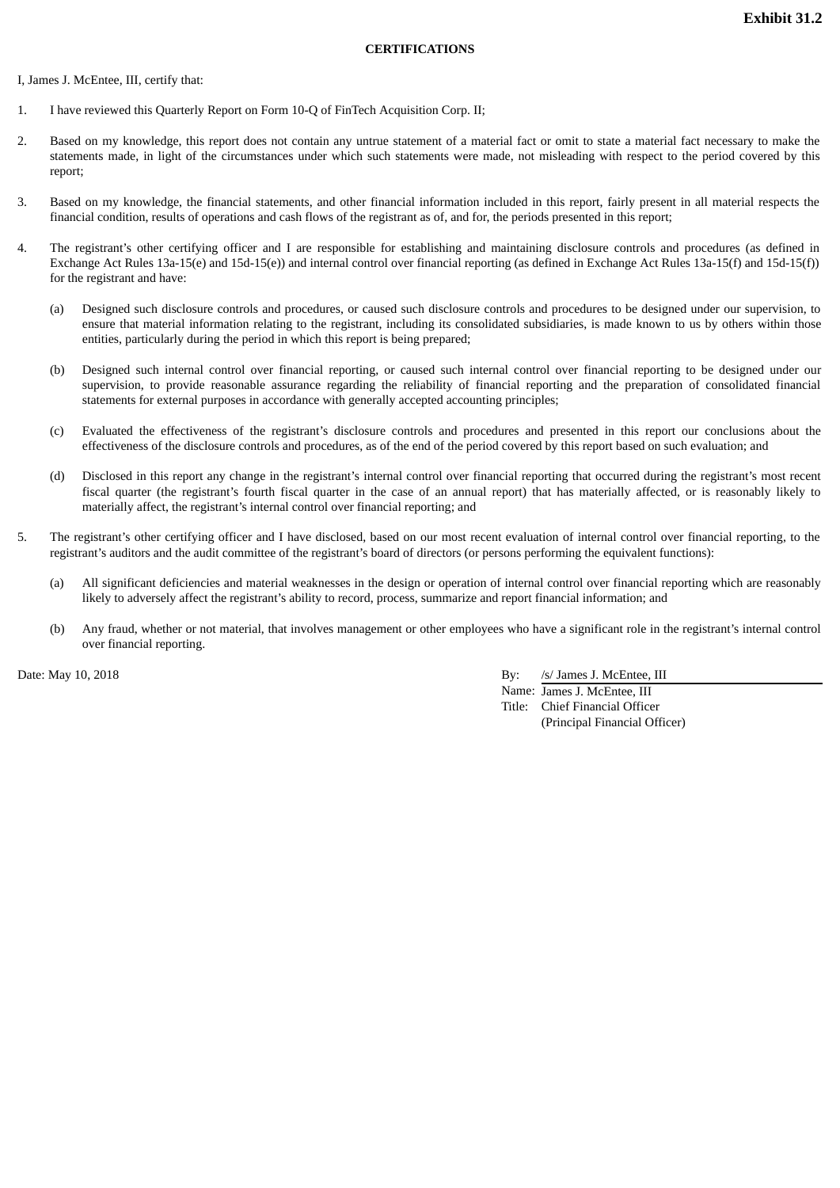**Exhibit 31.2**

**CERTIFICATIONS**

I, James J. McEntee, III, certify that:

1. I have reviewed this Quarterly Report on Form 10-Q of FinTech Acquisition Corp. II;

2. Based on my knowledge, this report does not contain any untrue statement of a material fact or omit to state a material fact necessary to make the statements made, in light of the circumstances under which such statements were made, not misleading with respect to the period covered by this report;

3. Based on my knowledge, the financial statements, and other financial information included in this report, fairly present in all material respects the financial condition, results of operations and cash flows of the registrant as of, and for, the periods presented in this report;

4. The registrant's other certifying officer and I are responsible for establishing and maintaining disclosure controls and procedures (as defined in Exchange Act Rules 13a-15(e) and 15d-15(e)) and internal control over financial reporting (as defined in Exchange Act Rules 13a-15(f) and 15d-15(f)) for the registrant and have:

   (a) Designed such disclosure controls and procedures, or caused such disclosure controls and procedures to be designed under our supervision, to ensure that material information relating to the registrant, including its consolidated subsidiaries, is made known to us by others within those entities, particularly during the period in which this report is being prepared;

   (b) Designed such internal control over financial reporting, or caused such internal control over financial reporting to be designed under our supervision, to provide reasonable assurance regarding the reliability of financial reporting and the preparation of consolidated financial statements for external purposes in accordance with generally accepted accounting principles;

   (c) Evaluated the effectiveness of the registrant's disclosure controls and procedures and presented in this report our conclusions about the effectiveness of the disclosure controls and procedures, as of the end of the period covered by this report based on such evaluation; and

   (d) Disclosed in this report any change in the registrant's internal control over financial reporting that occurred during the registrant's most recent fiscal quarter (the registrant's fourth fiscal quarter in the case of an annual report) that has materially affected, or is reasonably likely to materially affect, the registrant's internal control over financial reporting; and

5. The registrant's other certifying officer and I have disclosed, based on our most recent evaluation of internal control over financial reporting, to the registrant's auditors and the audit committee of the registrant's board of directors (or persons performing the equivalent functions):

   (a) All significant deficiencies and material weaknesses in the design or operation of internal control over financial reporting which are reasonably likely to adversely affect the registrant's ability to record, process, summarize and report financial information; and

   (b) Any fraud, whether or not material, that involves management or other employees who have a significant role in the registrant's internal control over financial reporting.

Date: May 10, 2018

By: /s/ James J. McEntee, III
Name: James J. McEntee, III
Title: Chief Financial Officer
(Principal Financial Officer)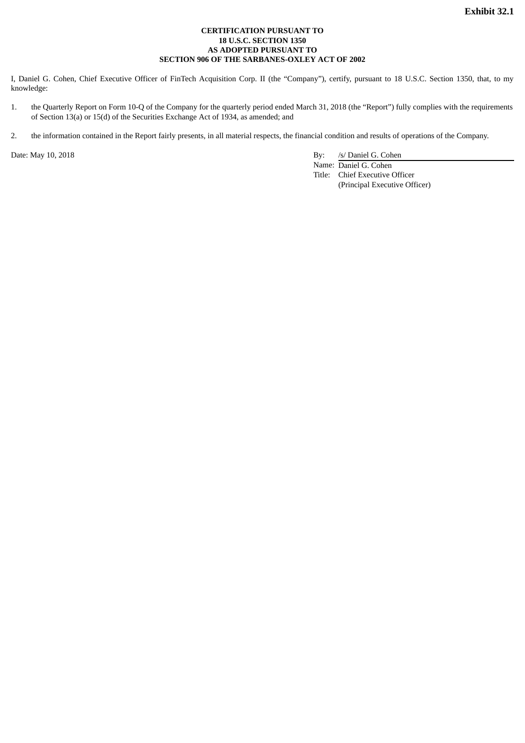**Exhibit 32.1**

**CERTIFICATION PURSUANT TO**
**18 U.S.C. SECTION 1350**
**AS ADOPTED PURSUANT TO**
**SECTION 906 OF THE SARBANES-OXLEY ACT OF 2002**

I, Daniel G. Cohen, Chief Executive Officer of FinTech Acquisition Corp. II (the "Company"), certify, pursuant to 18 U.S.C. Section 1350, that, to my knowledge:

1. the Quarterly Report on Form 10-Q of the Company for the quarterly period ended March 31, 2018 (the "Report") fully complies with the requirements of Section 13(a) or 15(d) of the Securities Exchange Act of 1934, as amended; and

2. the information contained in the Report fairly presents, in all material respects, the financial condition and results of operations of the Company.

Date: May 10, 2018

By: /s/ Daniel G. Cohen
Name: Daniel G. Cohen
Title: Chief Executive Officer
(Principal Executive Officer)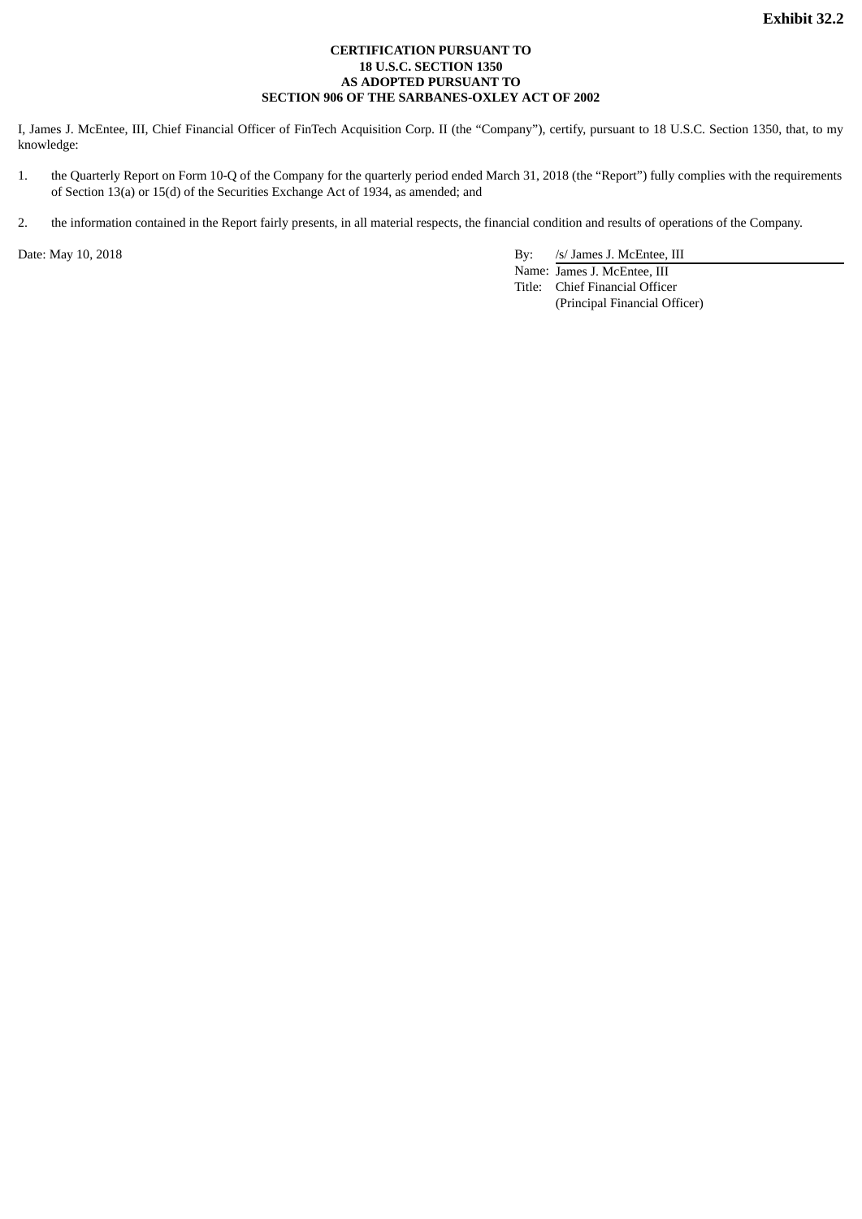**Exhibit 32.2**

**CERTIFICATION PURSUANT TO
18 U.S.C. SECTION 1350
AS ADOPTED PURSUANT TO
SECTION 906 OF THE SARBANES-OXLEY ACT OF 2002**

I, James J. McEntee, III, Chief Financial Officer of FinTech Acquisition Corp. II (the "Company"), certify, pursuant to 18 U.S.C. Section 1350, that, to my knowledge:

1. the Quarterly Report on Form 10-Q of the Company for the quarterly period ended March 31, 2018 (the "Report") fully complies with the requirements of Section 13(a) or 15(d) of the Securities Exchange Act of 1934, as amended; and

2. the information contained in the Report fairly presents, in all material respects, the financial condition and results of operations of the Company.

Date: May 10, 2018

By: /s/ James J. McEntee, III
Name: James J. McEntee, III
Title: Chief Financial Officer
(Principal Financial Officer)